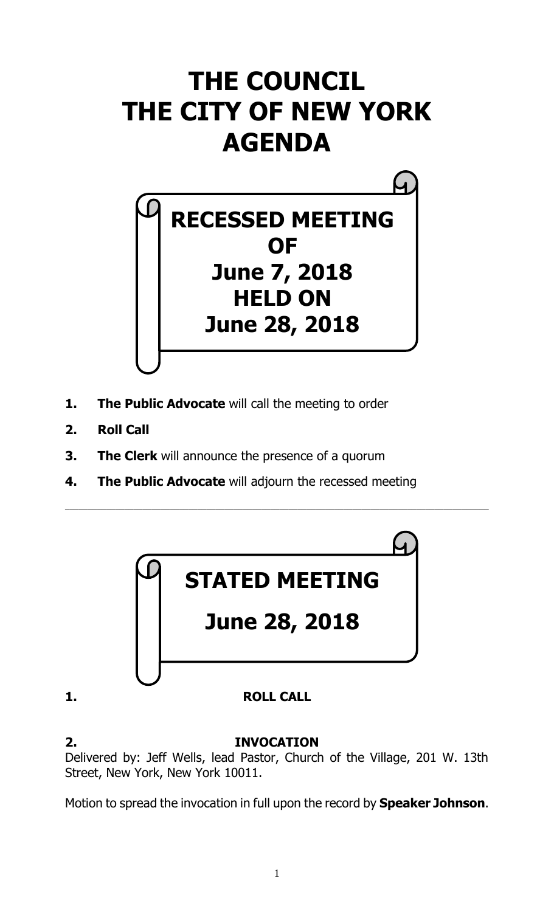# THE COUNCIL
# THE CITY OF NEW YORK
# AGENDA

## RECESSED MEETING OF June 7, 2018 HELD ON June 28, 2018

1. **The Public Advocate** will call the meeting to order
2. **Roll Call**
3. **The Clerk** will announce the presence of a quorum
4. **The Public Advocate** will adjourn the recessed meeting

---

## STATED MEETING

## June 28, 2018

**1. ROLL CALL**

**2. INVOCATION**

Delivered by: Jeff Wells, lead Pastor, Church of the Village, 201 W. 13th Street, New York, New York 10011.

Motion to spread the invocation in full upon the record by **Speaker Johnson**.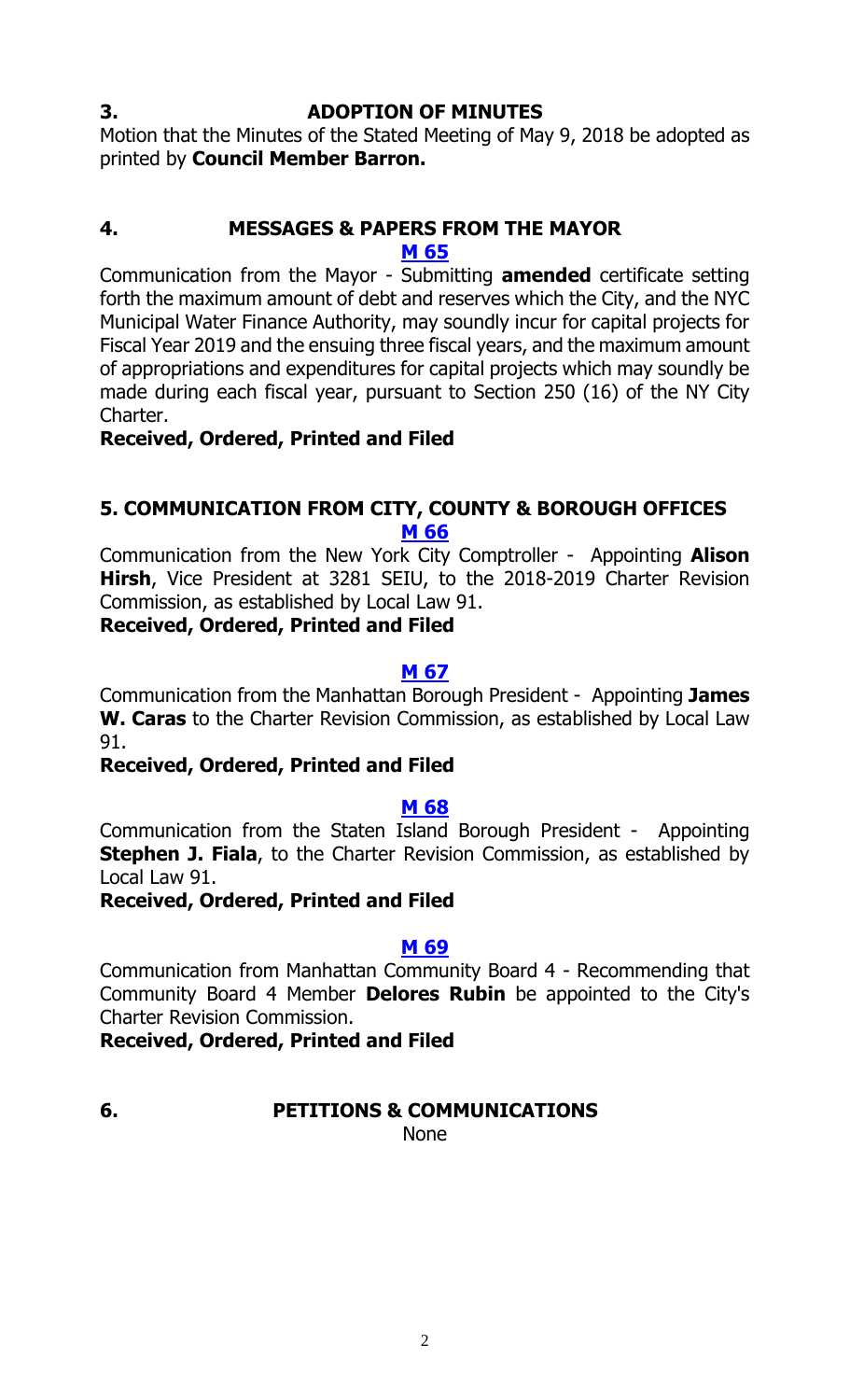## 3. ADOPTION OF MINUTES

Motion that the Minutes of the Stated Meeting of May 9, 2018 be adopted as printed by **Council Member Barron.**

## 4. MESSAGES & PAPERS FROM THE MAYOR

**M 65**

Communication from the Mayor - Submitting **amended** certificate setting forth the maximum amount of debt and reserves which the City, and the NYC Municipal Water Finance Authority, may soundly incur for capital projects for Fiscal Year 2019 and the ensuing three fiscal years, and the maximum amount of appropriations and expenditures for capital projects which may soundly be made during each fiscal year, pursuant to Section 250 (16) of the NY City Charter.

**Received, Ordered, Printed and Filed**

## 5. COMMUNICATION FROM CITY, COUNTY & BOROUGH OFFICES

**M 66**

Communication from the New York City Comptroller - Appointing **Alison Hirsh**, Vice President at 3281 SEIU, to the 2018-2019 Charter Revision Commission, as established by Local Law 91.

**Received, Ordered, Printed and Filed**

**M 67**

Communication from the Manhattan Borough President - Appointing **James W. Caras** to the Charter Revision Commission, as established by Local Law 91.

**Received, Ordered, Printed and Filed**

**M 68**

Communication from the Staten Island Borough President - Appointing **Stephen J. Fiala**, to the Charter Revision Commission, as established by Local Law 91.

**Received, Ordered, Printed and Filed**

**M 69**

Communication from Manhattan Community Board 4 - Recommending that Community Board 4 Member **Delores Rubin** be appointed to the City's Charter Revision Commission.

**Received, Ordered, Printed and Filed**

## 6. PETITIONS & COMMUNICATIONS

None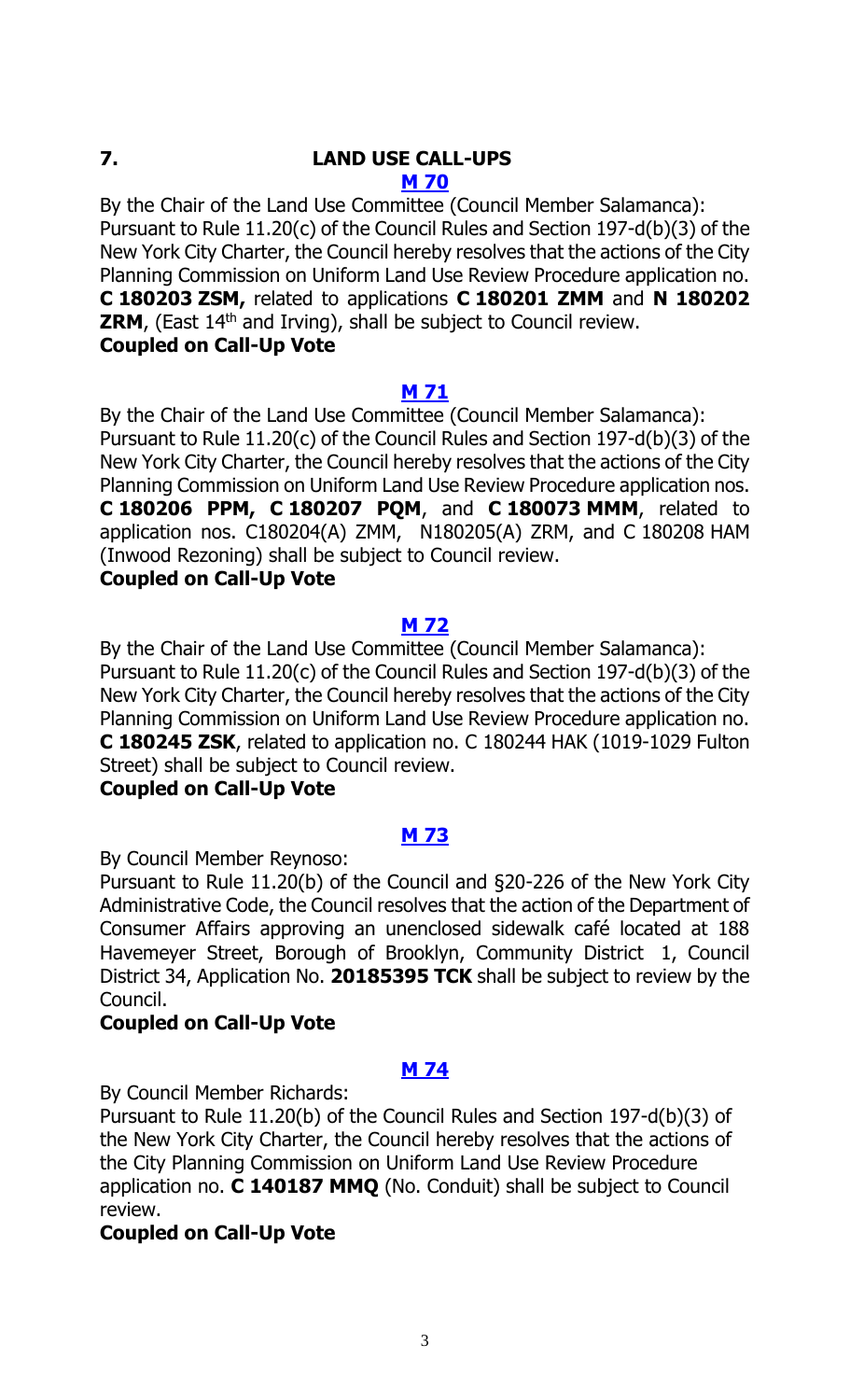## 7. LAND USE CALL-UPS

**M 70**

By the Chair of the Land Use Committee (Council Member Salamanca): Pursuant to Rule 11.20(c) of the Council Rules and Section 197-d(b)(3) of the New York City Charter, the Council hereby resolves that the actions of the City Planning Commission on Uniform Land Use Review Procedure application no. **C 180203 ZSM,** related to applications **C 180201 ZMM** and **N 180202 ZRM**, (East 14th and Irving), shall be subject to Council review.

**Coupled on Call-Up Vote**

**M 71**

By the Chair of the Land Use Committee (Council Member Salamanca): Pursuant to Rule 11.20(c) of the Council Rules and Section 197-d(b)(3) of the New York City Charter, the Council hereby resolves that the actions of the City Planning Commission on Uniform Land Use Review Procedure application nos. **C 180206 PPM, C 180207 PQM**, and **C 180073 MMM**, related to application nos. C180204(A) ZMM, N180205(A) ZRM, and C 180208 HAM (Inwood Rezoning) shall be subject to Council review.

**Coupled on Call-Up Vote**

**M 72**

By the Chair of the Land Use Committee (Council Member Salamanca): Pursuant to Rule 11.20(c) of the Council Rules and Section 197-d(b)(3) of the New York City Charter, the Council hereby resolves that the actions of the City Planning Commission on Uniform Land Use Review Procedure application no. **C 180245 ZSK**, related to application no. C 180244 HAK (1019-1029 Fulton Street) shall be subject to Council review.

**Coupled on Call-Up Vote**

**M 73**

By Council Member Reynoso:

Pursuant to Rule 11.20(b) of the Council and §20-226 of the New York City Administrative Code, the Council resolves that the action of the Department of Consumer Affairs approving an unenclosed sidewalk café located at 188 Havemeyer Street, Borough of Brooklyn, Community District 1, Council District 34, Application No. **20185395 TCK** shall be subject to review by the Council.

**Coupled on Call-Up Vote**

**M 74**

By Council Member Richards:

Pursuant to Rule 11.20(b) of the Council Rules and Section 197-d(b)(3) of the New York City Charter, the Council hereby resolves that the actions of the City Planning Commission on Uniform Land Use Review Procedure application no. **C 140187 MMQ** (No. Conduit) shall be subject to Council review.

**Coupled on Call-Up Vote**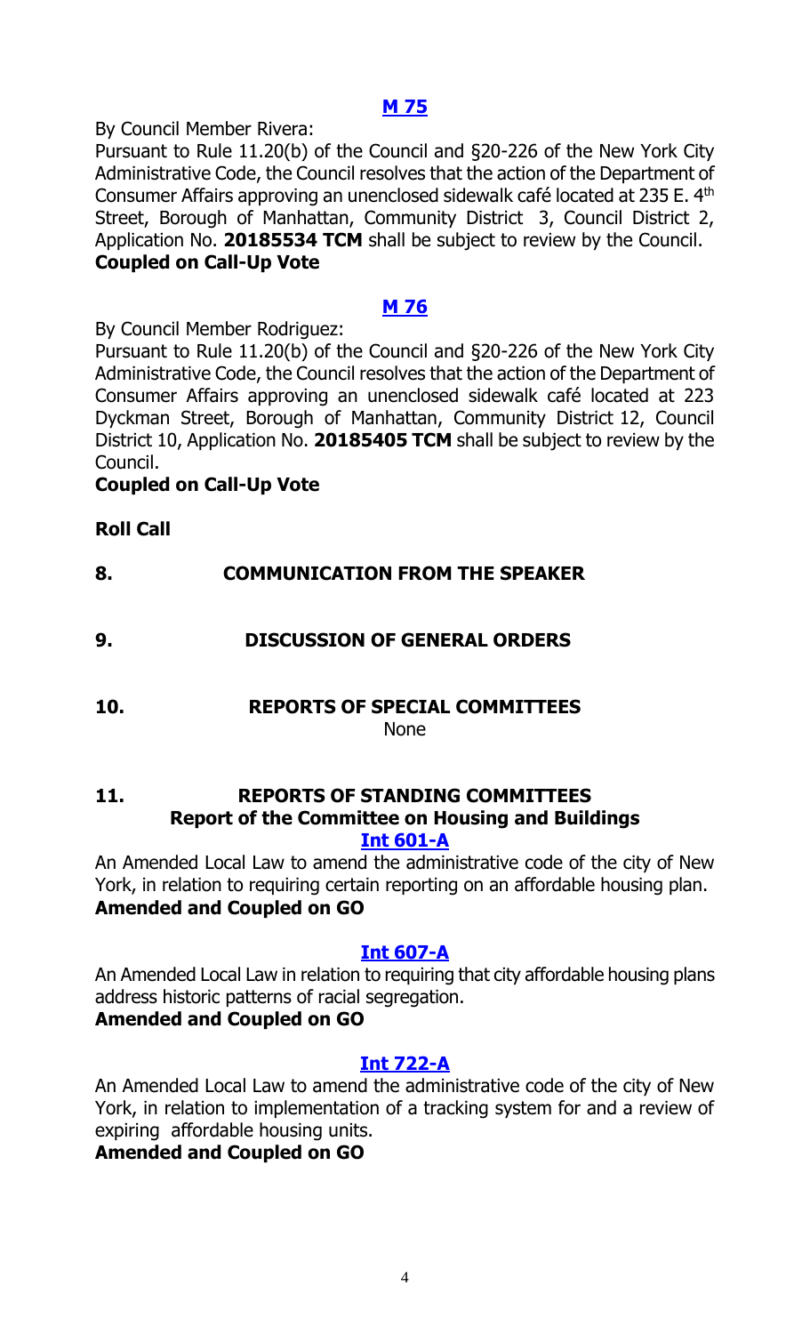### [M 75](#)

By Council Member Rivera:

Pursuant to Rule 11.20(b) of the Council and §20-226 of the New York City Administrative Code, the Council resolves that the action of the Department of Consumer Affairs approving an unenclosed sidewalk café located at 235 E. 4th Street, Borough of Manhattan, Community District 3, Council District 2, Application No. **20185534 TCM** shall be subject to review by the Council.

**Coupled on Call-Up Vote**

### [M 76](#)

By Council Member Rodriguez:

Pursuant to Rule 11.20(b) of the Council and §20-226 of the New York City Administrative Code, the Council resolves that the action of the Department of Consumer Affairs approving an unenclosed sidewalk café located at 223 Dyckman Street, Borough of Manhattan, Community District 12, Council District 10, Application No. **20185405 TCM** shall be subject to review by the Council.

**Coupled on Call-Up Vote**

**Roll Call**

## 8. COMMUNICATION FROM THE SPEAKER

## 9. DISCUSSION OF GENERAL ORDERS

## 10. REPORTS OF SPECIAL COMMITTEES

None

## 11. REPORTS OF STANDING COMMITTEES

### Report of the Committee on Housing and Buildings

### [Int 601-A](#)

An Amended Local Law to amend the administrative code of the city of New York, in relation to requiring certain reporting on an affordable housing plan.

**Amended and Coupled on GO**

### [Int 607-A](#)

An Amended Local Law in relation to requiring that city affordable housing plans address historic patterns of racial segregation.

**Amended and Coupled on GO**

### [Int 722-A](#)

An Amended Local Law to amend the administrative code of the city of New York, in relation to implementation of a tracking system for and a review of expiring affordable housing units.

**Amended and Coupled on GO**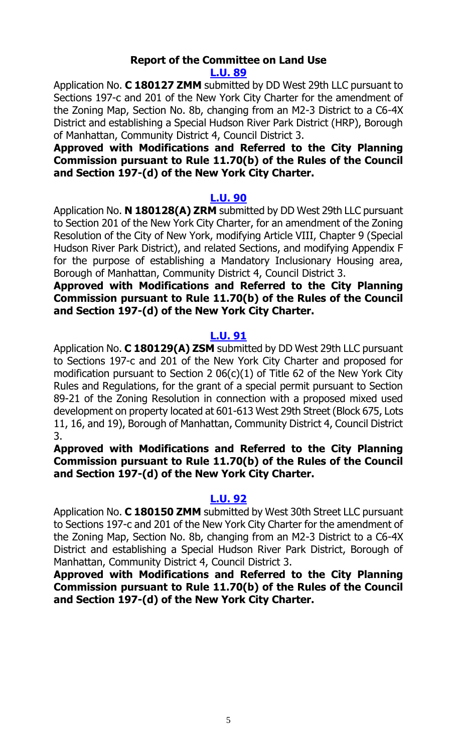### Report of the Committee on Land Use

**L.U. 89**

Application No. **C 180127 ZMM** submitted by DD West 29th LLC pursuant to Sections 197-c and 201 of the New York City Charter for the amendment of the Zoning Map, Section No. 8b, changing from an M2-3 District to a C6-4X District and establishing a Special Hudson River Park District (HRP), Borough of Manhattan, Community District 4, Council District 3.

**Approved with Modifications and Referred to the City Planning Commission pursuant to Rule 11.70(b) of the Rules of the Council and Section 197-(d) of the New York City Charter.**

**L.U. 90**

Application No. **N 180128(A) ZRM** submitted by DD West 29th LLC pursuant to Section 201 of the New York City Charter, for an amendment of the Zoning Resolution of the City of New York, modifying Article VIII, Chapter 9 (Special Hudson River Park District), and related Sections, and modifying Appendix F for the purpose of establishing a Mandatory Inclusionary Housing area, Borough of Manhattan, Community District 4, Council District 3.

**Approved with Modifications and Referred to the City Planning Commission pursuant to Rule 11.70(b) of the Rules of the Council and Section 197-(d) of the New York City Charter.**

**L.U. 91**

Application No. **C 180129(A) ZSM** submitted by DD West 29th LLC pursuant to Sections 197-c and 201 of the New York City Charter and proposed for modification pursuant to Section 2 06(c)(1) of Title 62 of the New York City Rules and Regulations, for the grant of a special permit pursuant to Section 89-21 of the Zoning Resolution in connection with a proposed mixed used development on property located at 601-613 West 29th Street (Block 675, Lots 11, 16, and 19), Borough of Manhattan, Community District 4, Council District 3.

**Approved with Modifications and Referred to the City Planning Commission pursuant to Rule 11.70(b) of the Rules of the Council and Section 197-(d) of the New York City Charter.**

**L.U. 92**

Application No. **C 180150 ZMM** submitted by West 30th Street LLC pursuant to Sections 197-c and 201 of the New York City Charter for the amendment of the Zoning Map, Section No. 8b, changing from an M2-3 District to a C6-4X District and establishing a Special Hudson River Park District, Borough of Manhattan, Community District 4, Council District 3.

**Approved with Modifications and Referred to the City Planning Commission pursuant to Rule 11.70(b) of the Rules of the Council and Section 197-(d) of the New York City Charter.**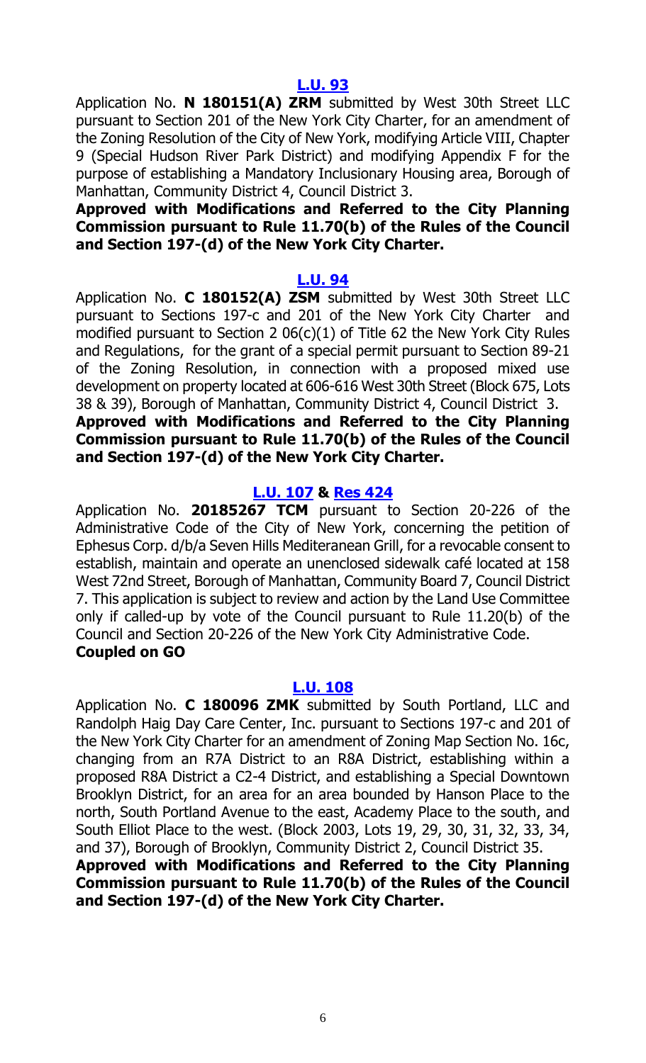**L.U. 93**

Application No. **N 180151(A) ZRM** submitted by West 30th Street LLC pursuant to Section 201 of the New York City Charter, for an amendment of the Zoning Resolution of the City of New York, modifying Article VIII, Chapter 9 (Special Hudson River Park District) and modifying Appendix F for the purpose of establishing a Mandatory Inclusionary Housing area, Borough of Manhattan, Community District 4, Council District 3.

**Approved with Modifications and Referred to the City Planning Commission pursuant to Rule 11.70(b) of the Rules of the Council and Section 197-(d) of the New York City Charter.**

**L.U. 94**

Application No. **C 180152(A) ZSM** submitted by West 30th Street LLC pursuant to Sections 197-c and 201 of the New York City Charter and modified pursuant to Section 2 06(c)(1) of Title 62 the New York City Rules and Regulations, for the grant of a special permit pursuant to Section 89-21 of the Zoning Resolution, in connection with a proposed mixed use development on property located at 606-616 West 30th Street (Block 675, Lots 38 & 39), Borough of Manhattan, Community District 4, Council District 3.

**Approved with Modifications and Referred to the City Planning Commission pursuant to Rule 11.70(b) of the Rules of the Council and Section 197-(d) of the New York City Charter.**

**L.U. 107 & Res 424**

Application No. **20185267 TCM** pursuant to Section 20-226 of the Administrative Code of the City of New York, concerning the petition of Ephesus Corp. d/b/a Seven Hills Mediteranean Grill, for a revocable consent to establish, maintain and operate an unenclosed sidewalk café located at 158 West 72nd Street, Borough of Manhattan, Community Board 7, Council District 7. This application is subject to review and action by the Land Use Committee only if called-up by vote of the Council pursuant to Rule 11.20(b) of the Council and Section 20-226 of the New York City Administrative Code.

**Coupled on GO**

**L.U. 108**

Application No. **C 180096 ZMK** submitted by South Portland, LLC and Randolph Haig Day Care Center, Inc. pursuant to Sections 197-c and 201 of the New York City Charter for an amendment of Zoning Map Section No. 16c, changing from an R7A District to an R8A District, establishing within a proposed R8A District a C2-4 District, and establishing a Special Downtown Brooklyn District, for an area for an area bounded by Hanson Place to the north, South Portland Avenue to the east, Academy Place to the south, and South Elliot Place to the west. (Block 2003, Lots 19, 29, 30, 31, 32, 33, 34, and 37), Borough of Brooklyn, Community District 2, Council District 35.

**Approved with Modifications and Referred to the City Planning Commission pursuant to Rule 11.70(b) of the Rules of the Council and Section 197-(d) of the New York City Charter.**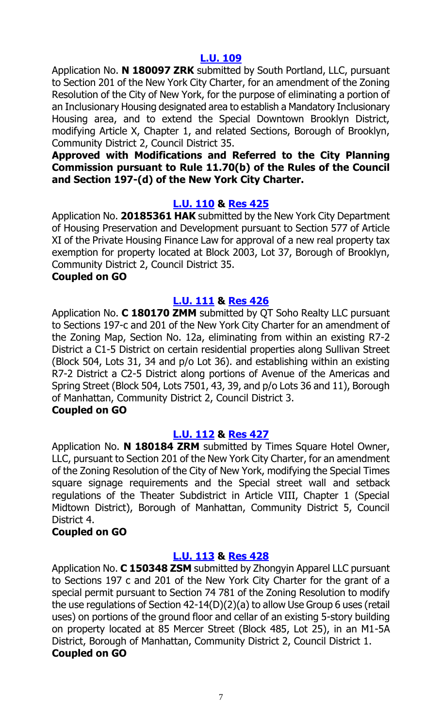## L.U. 109

Application No. **N 180097 ZRK** submitted by South Portland, LLC, pursuant to Section 201 of the New York City Charter, for an amendment of the Zoning Resolution of the City of New York, for the purpose of eliminating a portion of an Inclusionary Housing designated area to establish a Mandatory Inclusionary Housing area, and to extend the Special Downtown Brooklyn District, modifying Article X, Chapter 1, and related Sections, Borough of Brooklyn, Community District 2, Council District 35.

**Approved with Modifications and Referred to the City Planning Commission pursuant to Rule 11.70(b) of the Rules of the Council and Section 197-(d) of the New York City Charter.**

## L.U. 110 & Res 425

Application No. **20185361 HAK** submitted by the New York City Department of Housing Preservation and Development pursuant to Section 577 of Article XI of the Private Housing Finance Law for approval of a new real property tax exemption for property located at Block 2003, Lot 37, Borough of Brooklyn, Community District 2, Council District 35.

**Coupled on GO**

## L.U. 111 & Res 426

Application No. **C 180170 ZMM** submitted by QT Soho Realty LLC pursuant to Sections 197-c and 201 of the New York City Charter for an amendment of the Zoning Map, Section No. 12a, eliminating from within an existing R7-2 District a C1-5 District on certain residential properties along Sullivan Street (Block 504, Lots 31, 34 and p/o Lot 36). and establishing within an existing R7-2 District a C2-5 District along portions of Avenue of the Americas and Spring Street (Block 504, Lots 7501, 43, 39, and p/o Lots 36 and 11), Borough of Manhattan, Community District 2, Council District 3.

**Coupled on GO**

## L.U. 112 & Res 427

Application No. **N 180184 ZRM** submitted by Times Square Hotel Owner, LLC, pursuant to Section 201 of the New York City Charter, for an amendment of the Zoning Resolution of the City of New York, modifying the Special Times square signage requirements and the Special street wall and setback regulations of the Theater Subdistrict in Article VIII, Chapter 1 (Special Midtown District), Borough of Manhattan, Community District 5, Council District 4.

**Coupled on GO**

## L.U. 113 & Res 428

Application No. **C 150348 ZSM** submitted by Zhongyin Apparel LLC pursuant to Sections 197 c and 201 of the New York City Charter for the grant of a special permit pursuant to Section 74 781 of the Zoning Resolution to modify the use regulations of Section 42-14(D)(2)(a) to allow Use Group 6 uses (retail uses) on portions of the ground floor and cellar of an existing 5-story building on property located at 85 Mercer Street (Block 485, Lot 25), in an M1-5A District, Borough of Manhattan, Community District 2, Council District 1.

**Coupled on GO**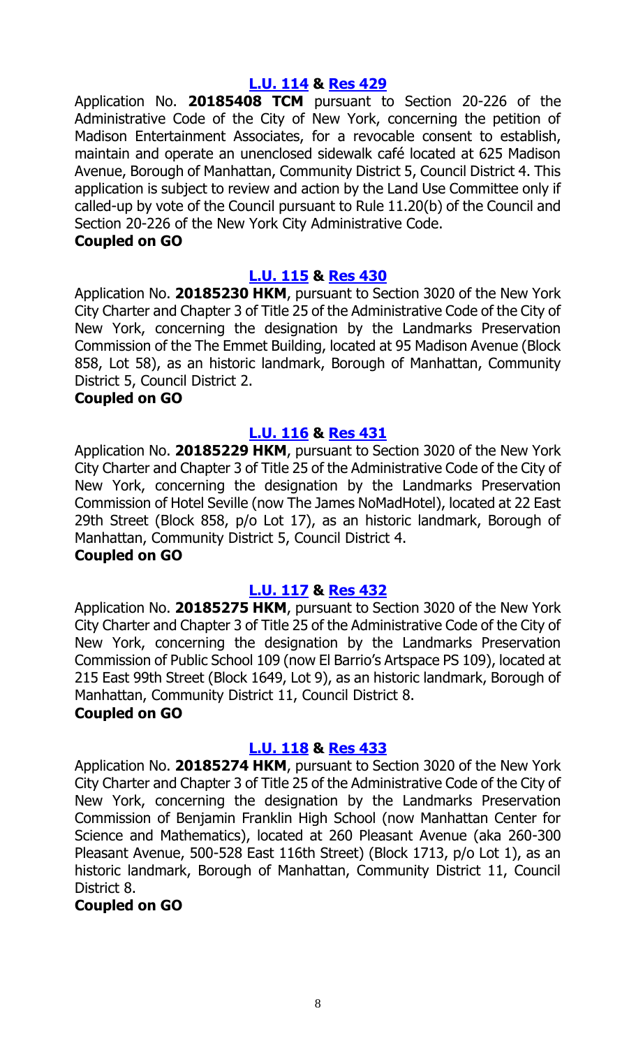### [L.U. 114](#) & [Res 429](#)

Application No. **20185408 TCM** pursuant to Section 20-226 of the Administrative Code of the City of New York, concerning the petition of Madison Entertainment Associates, for a revocable consent to establish, maintain and operate an unenclosed sidewalk café located at 625 Madison Avenue, Borough of Manhattan, Community District 5, Council District 4. This application is subject to review and action by the Land Use Committee only if called-up by vote of the Council pursuant to Rule 11.20(b) of the Council and Section 20-226 of the New York City Administrative Code.

**Coupled on GO**

### [L.U. 115](#) & [Res 430](#)

Application No. **20185230 HKM**, pursuant to Section 3020 of the New York City Charter and Chapter 3 of Title 25 of the Administrative Code of the City of New York, concerning the designation by the Landmarks Preservation Commission of the The Emmet Building, located at 95 Madison Avenue (Block 858, Lot 58), as an historic landmark, Borough of Manhattan, Community District 5, Council District 2.

**Coupled on GO**

### [L.U. 116](#) & [Res 431](#)

Application No. **20185229 HKM**, pursuant to Section 3020 of the New York City Charter and Chapter 3 of Title 25 of the Administrative Code of the City of New York, concerning the designation by the Landmarks Preservation Commission of Hotel Seville (now The James NoMadHotel), located at 22 East 29th Street (Block 858, p/o Lot 17), as an historic landmark, Borough of Manhattan, Community District 5, Council District 4.

**Coupled on GO**

### [L.U. 117](#) & [Res 432](#)

Application No. **20185275 HKM**, pursuant to Section 3020 of the New York City Charter and Chapter 3 of Title 25 of the Administrative Code of the City of New York, concerning the designation by the Landmarks Preservation Commission of Public School 109 (now El Barrio's Artspace PS 109), located at 215 East 99th Street (Block 1649, Lot 9), as an historic landmark, Borough of Manhattan, Community District 11, Council District 8.

**Coupled on GO**

### [L.U. 118](#) & [Res 433](#)

Application No. **20185274 HKM**, pursuant to Section 3020 of the New York City Charter and Chapter 3 of Title 25 of the Administrative Code of the City of New York, concerning the designation by the Landmarks Preservation Commission of Benjamin Franklin High School (now Manhattan Center for Science and Mathematics), located at 260 Pleasant Avenue (aka 260-300 Pleasant Avenue, 500-528 East 116th Street) (Block 1713, p/o Lot 1), as an historic landmark, Borough of Manhattan, Community District 11, Council District 8.

**Coupled on GO**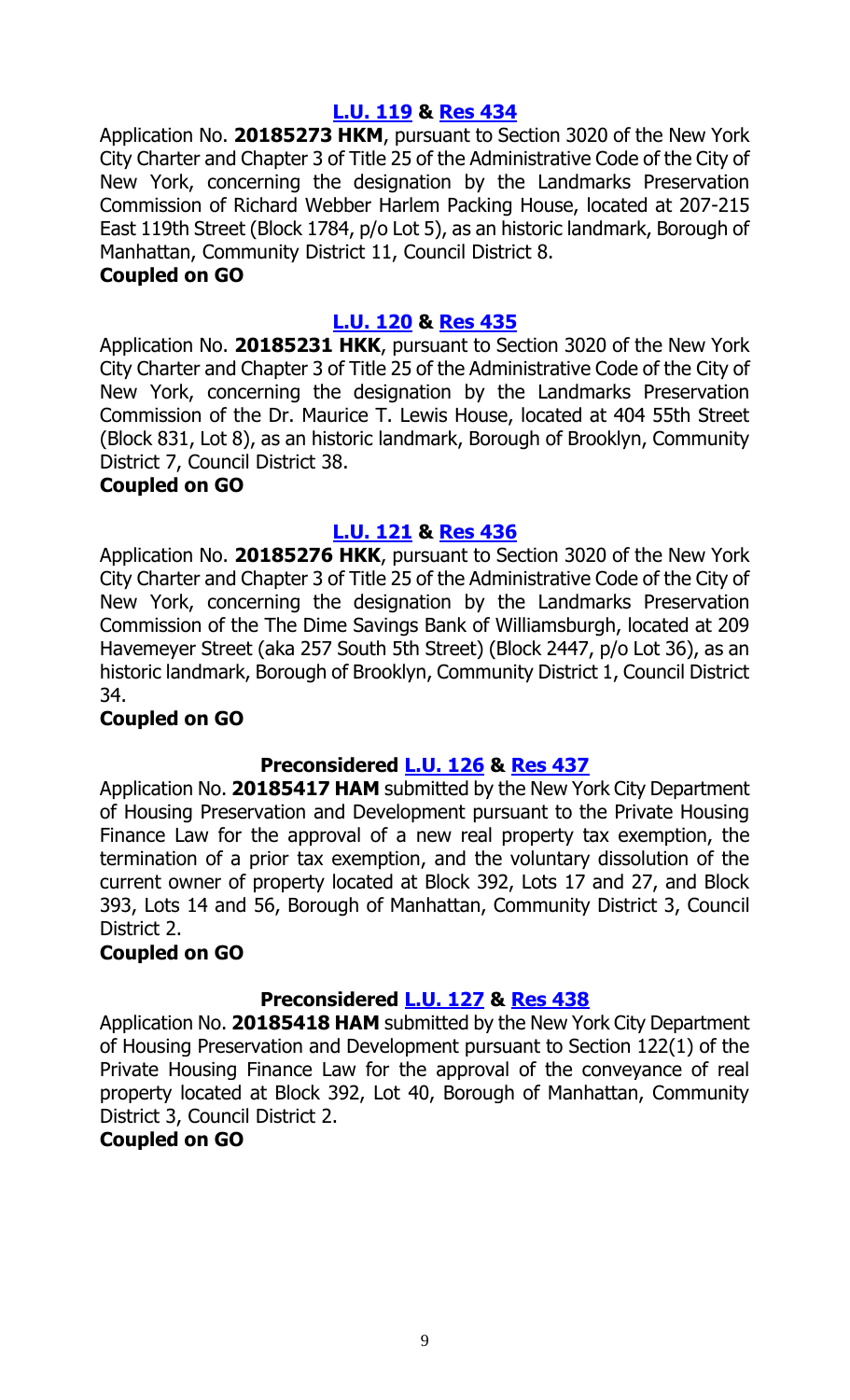**L.U. 119 & Res 434**

Application No. **20185273 HKM**, pursuant to Section 3020 of the New York City Charter and Chapter 3 of Title 25 of the Administrative Code of the City of New York, concerning the designation by the Landmarks Preservation Commission of Richard Webber Harlem Packing House, located at 207-215 East 119th Street (Block 1784, p/o Lot 5), as an historic landmark, Borough of Manhattan, Community District 11, Council District 8.

**Coupled on GO**

**L.U. 120 & Res 435**

Application No. **20185231 HKK**, pursuant to Section 3020 of the New York City Charter and Chapter 3 of Title 25 of the Administrative Code of the City of New York, concerning the designation by the Landmarks Preservation Commission of the Dr. Maurice T. Lewis House, located at 404 55th Street (Block 831, Lot 8), as an historic landmark, Borough of Brooklyn, Community District 7, Council District 38.

**Coupled on GO**

**L.U. 121 & Res 436**

Application No. **20185276 HKK**, pursuant to Section 3020 of the New York City Charter and Chapter 3 of Title 25 of the Administrative Code of the City of New York, concerning the designation by the Landmarks Preservation Commission of the The Dime Savings Bank of Williamsburgh, located at 209 Havemeyer Street (aka 257 South 5th Street) (Block 2447, p/o Lot 36), as an historic landmark, Borough of Brooklyn, Community District 1, Council District 34.

**Coupled on GO**

**Preconsidered L.U. 126 & Res 437**

Application No. **20185417 HAM** submitted by the New York City Department of Housing Preservation and Development pursuant to the Private Housing Finance Law for the approval of a new real property tax exemption, the termination of a prior tax exemption, and the voluntary dissolution of the current owner of property located at Block 392, Lots 17 and 27, and Block 393, Lots 14 and 56, Borough of Manhattan, Community District 3, Council District 2.

**Coupled on GO**

**Preconsidered L.U. 127 & Res 438**

Application No. **20185418 HAM** submitted by the New York City Department of Housing Preservation and Development pursuant to Section 122(1) of the Private Housing Finance Law for the approval of the conveyance of real property located at Block 392, Lot 40, Borough of Manhattan, Community District 3, Council District 2.

**Coupled on GO**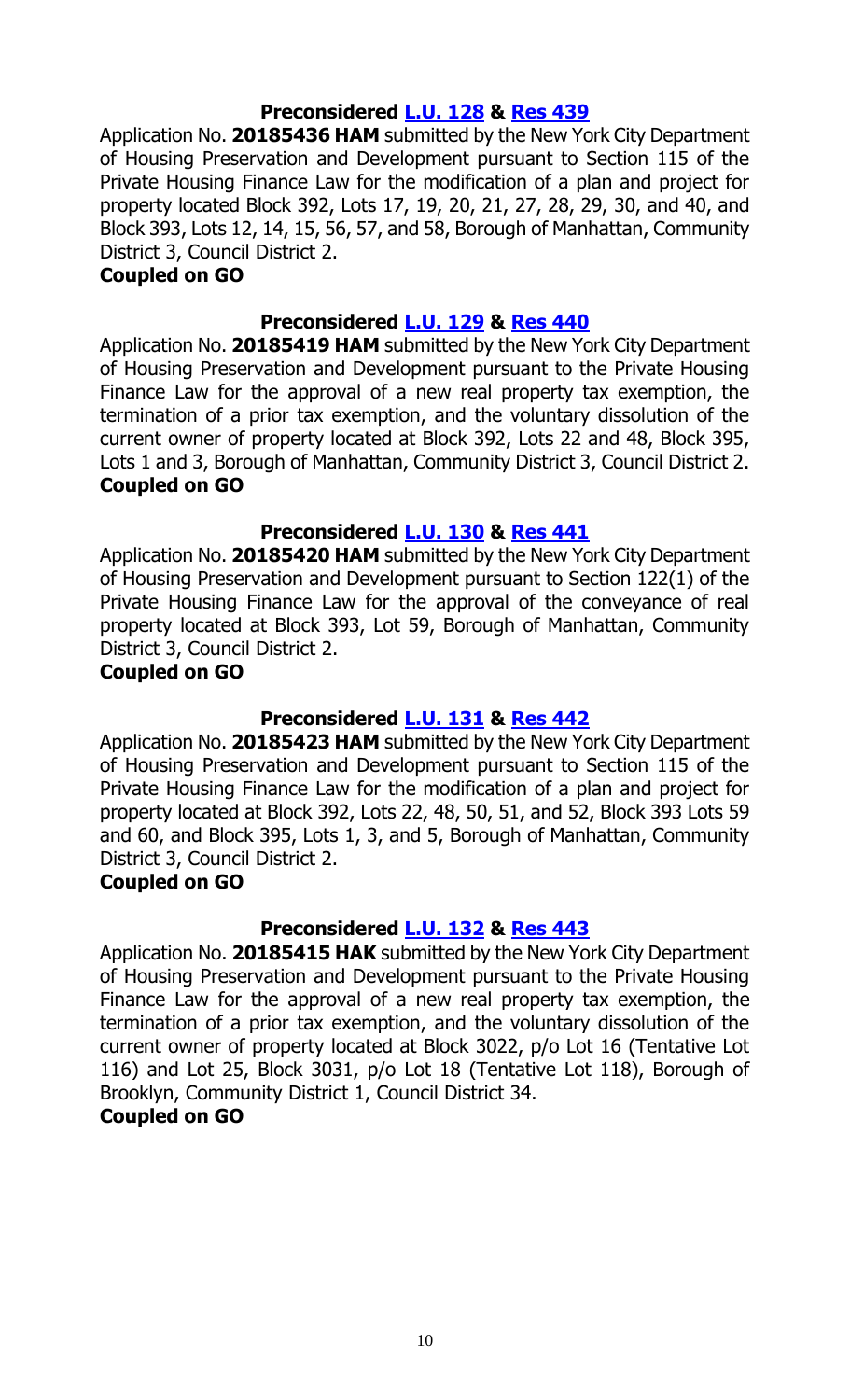**Preconsidered L.U. 128 & Res 439**

Application No. **20185436 HAM** submitted by the New York City Department of Housing Preservation and Development pursuant to Section 115 of the Private Housing Finance Law for the modification of a plan and project for property located Block 392, Lots 17, 19, 20, 21, 27, 28, 29, 30, and 40, and Block 393, Lots 12, 14, 15, 56, 57, and 58, Borough of Manhattan, Community District 3, Council District 2.

**Coupled on GO**

**Preconsidered L.U. 129 & Res 440**

Application No. **20185419 HAM** submitted by the New York City Department of Housing Preservation and Development pursuant to the Private Housing Finance Law for the approval of a new real property tax exemption, the termination of a prior tax exemption, and the voluntary dissolution of the current owner of property located at Block 392, Lots 22 and 48, Block 395, Lots 1 and 3, Borough of Manhattan, Community District 3, Council District 2.

**Coupled on GO**

**Preconsidered L.U. 130 & Res 441**

Application No. **20185420 HAM** submitted by the New York City Department of Housing Preservation and Development pursuant to Section 122(1) of the Private Housing Finance Law for the approval of the conveyance of real property located at Block 393, Lot 59, Borough of Manhattan, Community District 3, Council District 2.

**Coupled on GO**

**Preconsidered L.U. 131 & Res 442**

Application No. **20185423 HAM** submitted by the New York City Department of Housing Preservation and Development pursuant to Section 115 of the Private Housing Finance Law for the modification of a plan and project for property located at Block 392, Lots 22, 48, 50, 51, and 52, Block 393 Lots 59 and 60, and Block 395, Lots 1, 3, and 5, Borough of Manhattan, Community District 3, Council District 2.

**Coupled on GO**

**Preconsidered L.U. 132 & Res 443**

Application No. **20185415 HAK** submitted by the New York City Department of Housing Preservation and Development pursuant to the Private Housing Finance Law for the approval of a new real property tax exemption, the termination of a prior tax exemption, and the voluntary dissolution of the current owner of property located at Block 3022, p/o Lot 16 (Tentative Lot 116) and Lot 25, Block 3031, p/o Lot 18 (Tentative Lot 118), Borough of Brooklyn, Community District 1, Council District 34.

**Coupled on GO**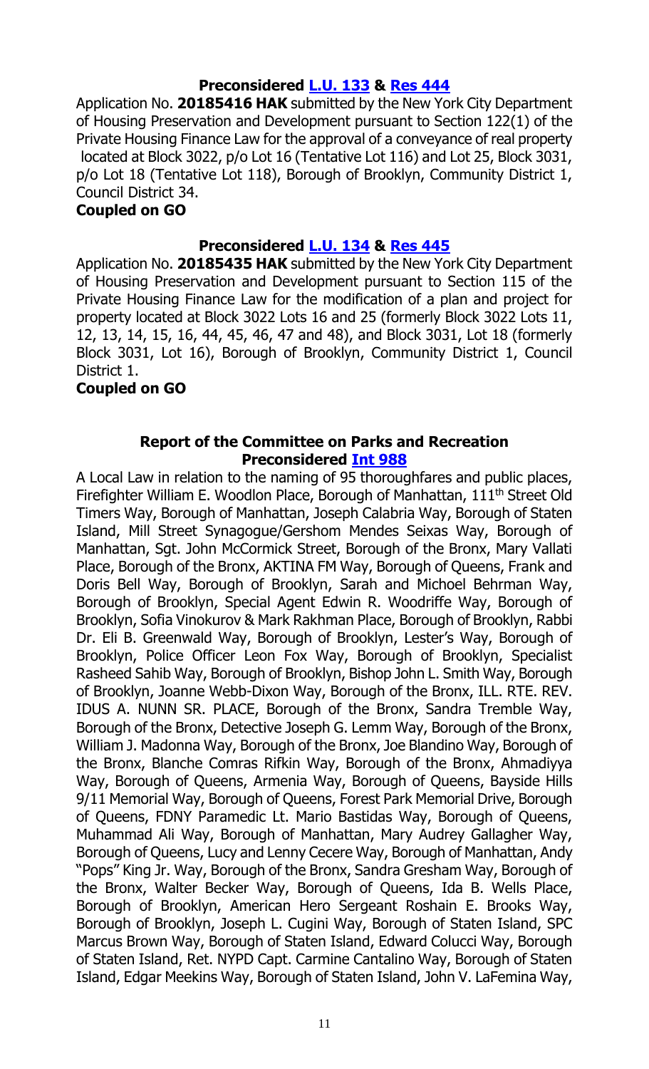### Preconsidered L.U. 133 & Res 444

Application No. **20185416 HAK** submitted by the New York City Department of Housing Preservation and Development pursuant to Section 122(1) of the Private Housing Finance Law for the approval of a conveyance of real property located at Block 3022, p/o Lot 16 (Tentative Lot 116) and Lot 25, Block 3031, p/o Lot 18 (Tentative Lot 118), Borough of Brooklyn, Community District 1, Council District 34.

**Coupled on GO**

### Preconsidered L.U. 134 & Res 445

Application No. **20185435 HAK** submitted by the New York City Department of Housing Preservation and Development pursuant to Section 115 of the Private Housing Finance Law for the modification of a plan and project for property located at Block 3022 Lots 16 and 25 (formerly Block 3022 Lots 11, 12, 13, 14, 15, 16, 44, 45, 46, 47 and 48), and Block 3031, Lot 18 (formerly Block 3031, Lot 16), Borough of Brooklyn, Community District 1, Council District 1.

**Coupled on GO**

### Report of the Committee on Parks and Recreation
### Preconsidered Int 988

A Local Law in relation to the naming of 95 thoroughfares and public places, Firefighter William E. Woodlon Place, Borough of Manhattan, 111th Street Old Timers Way, Borough of Manhattan, Joseph Calabria Way, Borough of Staten Island, Mill Street Synagogue/Gershom Mendes Seixas Way, Borough of Manhattan, Sgt. John McCormick Street, Borough of the Bronx, Mary Vallati Place, Borough of the Bronx, AKTINA FM Way, Borough of Queens, Frank and Doris Bell Way, Borough of Brooklyn, Sarah and Michoel Behrman Way, Borough of Brooklyn, Special Agent Edwin R. Woodriffe Way, Borough of Brooklyn, Sofia Vinokurov & Mark Rakhman Place, Borough of Brooklyn, Rabbi Dr. Eli B. Greenwald Way, Borough of Brooklyn, Lester's Way, Borough of Brooklyn, Police Officer Leon Fox Way, Borough of Brooklyn, Specialist Rasheed Sahib Way, Borough of Brooklyn, Bishop John L. Smith Way, Borough of Brooklyn, Joanne Webb-Dixon Way, Borough of the Bronx, ILL. RTE. REV. IDUS A. NUNN SR. PLACE, Borough of the Bronx, Sandra Tremble Way, Borough of the Bronx, Detective Joseph G. Lemm Way, Borough of the Bronx, William J. Madonna Way, Borough of the Bronx, Joe Blandino Way, Borough of the Bronx, Blanche Comras Rifkin Way, Borough of the Bronx, Ahmadiyya Way, Borough of Queens, Armenia Way, Borough of Queens, Bayside Hills 9/11 Memorial Way, Borough of Queens, Forest Park Memorial Drive, Borough of Queens, FDNY Paramedic Lt. Mario Bastidas Way, Borough of Queens, Muhammad Ali Way, Borough of Manhattan, Mary Audrey Gallagher Way, Borough of Queens, Lucy and Lenny Cecere Way, Borough of Manhattan, Andy "Pops" King Jr. Way, Borough of the Bronx, Sandra Gresham Way, Borough of the Bronx, Walter Becker Way, Borough of Queens, Ida B. Wells Place, Borough of Brooklyn, American Hero Sergeant Roshain E. Brooks Way, Borough of Brooklyn, Joseph L. Cugini Way, Borough of Staten Island, SPC Marcus Brown Way, Borough of Staten Island, Edward Colucci Way, Borough of Staten Island, Ret. NYPD Capt. Carmine Cantalino Way, Borough of Staten Island, Edgar Meekins Way, Borough of Staten Island, John V. LaFemina Way,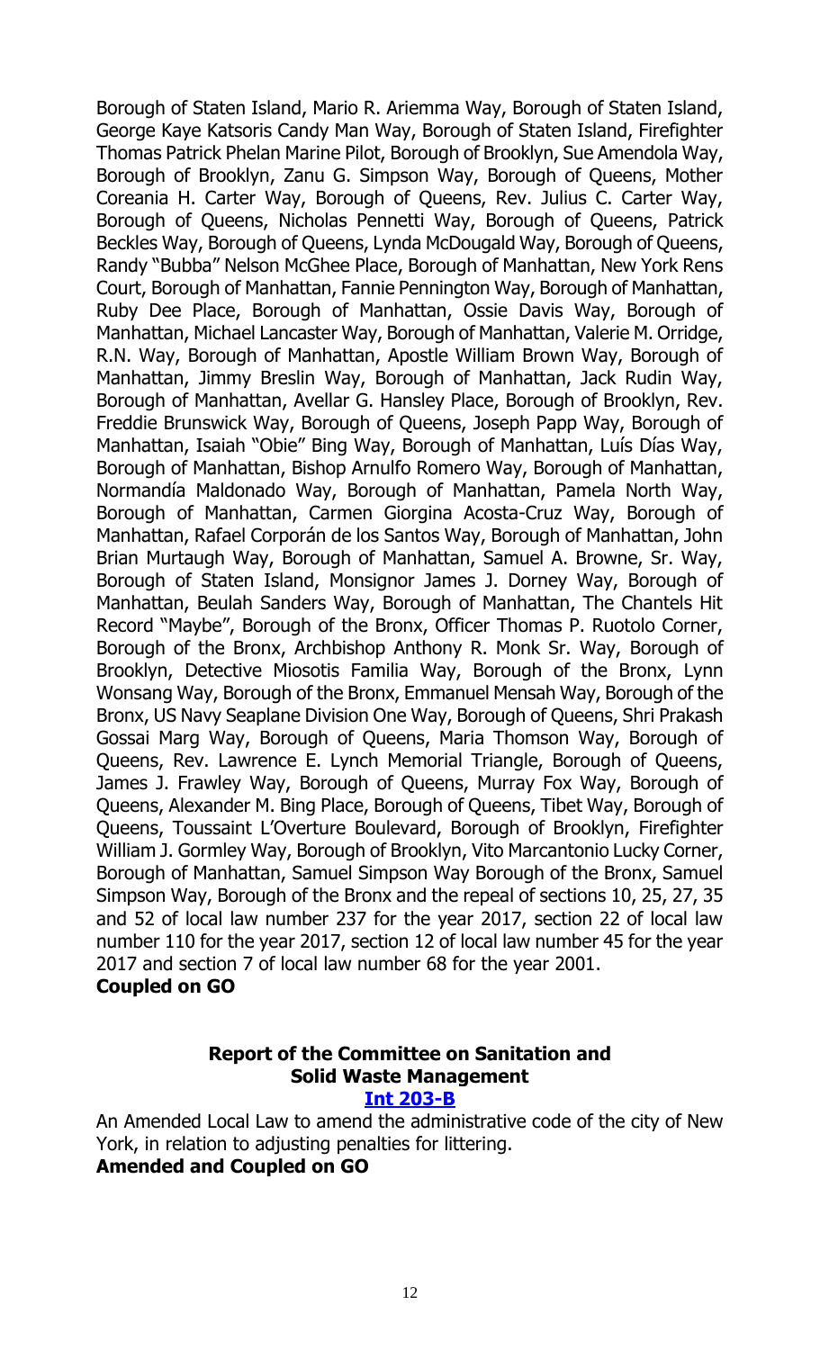Borough of Staten Island, Mario R. Ariemma Way, Borough of Staten Island, George Kaye Katsoris Candy Man Way, Borough of Staten Island, Firefighter Thomas Patrick Phelan Marine Pilot, Borough of Brooklyn, Sue Amendola Way, Borough of Brooklyn, Zanu G. Simpson Way, Borough of Queens, Mother Coreania H. Carter Way, Borough of Queens, Rev. Julius C. Carter Way, Borough of Queens, Nicholas Pennetti Way, Borough of Queens, Patrick Beckles Way, Borough of Queens, Lynda McDougald Way, Borough of Queens, Randy "Bubba" Nelson McGhee Place, Borough of Manhattan, New York Rens Court, Borough of Manhattan, Fannie Pennington Way, Borough of Manhattan, Ruby Dee Place, Borough of Manhattan, Ossie Davis Way, Borough of Manhattan, Michael Lancaster Way, Borough of Manhattan, Valerie M. Orridge, R.N. Way, Borough of Manhattan, Apostle William Brown Way, Borough of Manhattan, Jimmy Breslin Way, Borough of Manhattan, Jack Rudin Way, Borough of Manhattan, Avellar G. Hansley Place, Borough of Brooklyn, Rev. Freddie Brunswick Way, Borough of Queens, Joseph Papp Way, Borough of Manhattan, Isaiah "Obie" Bing Way, Borough of Manhattan, Luís Días Way, Borough of Manhattan, Bishop Arnulfo Romero Way, Borough of Manhattan, Normandía Maldonado Way, Borough of Manhattan, Pamela North Way, Borough of Manhattan, Carmen Giorgina Acosta-Cruz Way, Borough of Manhattan, Rafael Corporán de los Santos Way, Borough of Manhattan, John Brian Murtaugh Way, Borough of Manhattan, Samuel A. Browne, Sr. Way, Borough of Staten Island, Monsignor James J. Dorney Way, Borough of Manhattan, Beulah Sanders Way, Borough of Manhattan, The Chantels Hit Record "Maybe", Borough of the Bronx, Officer Thomas P. Ruotolo Corner, Borough of the Bronx, Archbishop Anthony R. Monk Sr. Way, Borough of Brooklyn, Detective Miosotis Familia Way, Borough of the Bronx, Lynn Wonsang Way, Borough of the Bronx, Emmanuel Mensah Way, Borough of the Bronx, US Navy Seaplane Division One Way, Borough of Queens, Shri Prakash Gossai Marg Way, Borough of Queens, Maria Thomson Way, Borough of Queens, Rev. Lawrence E. Lynch Memorial Triangle, Borough of Queens, James J. Frawley Way, Borough of Queens, Murray Fox Way, Borough of Queens, Alexander M. Bing Place, Borough of Queens, Tibet Way, Borough of Queens, Toussaint L'Overture Boulevard, Borough of Brooklyn, Firefighter William J. Gormley Way, Borough of Brooklyn, Vito Marcantonio Lucky Corner, Borough of Manhattan, Samuel Simpson Way Borough of the Bronx, Samuel Simpson Way, Borough of the Bronx and the repeal of sections 10, 25, 27, 35 and 52 of local law number 237 for the year 2017, section 22 of local law number 110 for the year 2017, section 12 of local law number 45 for the year 2017 and section 7 of local law number 68 for the year 2001.

**Coupled on GO**

### Report of the Committee on Sanitation and Solid Waste Management

**Int 203-B**

An Amended Local Law to amend the administrative code of the city of New York, in relation to adjusting penalties for littering.

**Amended and Coupled on GO**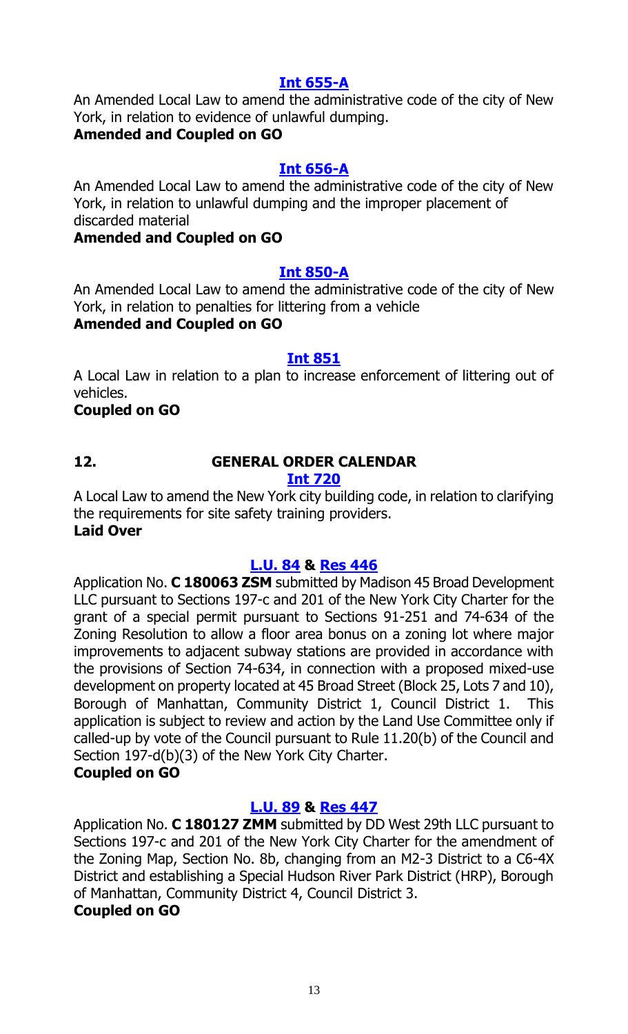**Int 655-A**

An Amended Local Law to amend the administrative code of the city of New York, in relation to evidence of unlawful dumping.

**Amended and Coupled on GO**

**Int 656-A**

An Amended Local Law to amend the administrative code of the city of New York, in relation to unlawful dumping and the improper placement of discarded material

**Amended and Coupled on GO**

**Int 850-A**

An Amended Local Law to amend the administrative code of the city of New York, in relation to penalties for littering from a vehicle

**Amended and Coupled on GO**

**Int 851**

A Local Law in relation to a plan to increase enforcement of littering out of vehicles.

**Coupled on GO**

## 12. GENERAL ORDER CALENDAR

**Int 720**

A Local Law to amend the New York city building code, in relation to clarifying the requirements for site safety training providers.

**Laid Over**

**L.U. 84 & Res 446**

Application No. **C 180063 ZSM** submitted by Madison 45 Broad Development LLC pursuant to Sections 197-c and 201 of the New York City Charter for the grant of a special permit pursuant to Sections 91-251 and 74-634 of the Zoning Resolution to allow a floor area bonus on a zoning lot where major improvements to adjacent subway stations are provided in accordance with the provisions of Section 74-634, in connection with a proposed mixed-use development on property located at 45 Broad Street (Block 25, Lots 7 and 10), Borough of Manhattan, Community District 1, Council District 1. This application is subject to review and action by the Land Use Committee only if called-up by vote of the Council pursuant to Rule 11.20(b) of the Council and Section 197-d(b)(3) of the New York City Charter.

**Coupled on GO**

**L.U. 89 & Res 447**

Application No. **C 180127 ZMM** submitted by DD West 29th LLC pursuant to Sections 197-c and 201 of the New York City Charter for the amendment of the Zoning Map, Section No. 8b, changing from an M2-3 District to a C6-4X District and establishing a Special Hudson River Park District (HRP), Borough of Manhattan, Community District 4, Council District 3.

**Coupled on GO**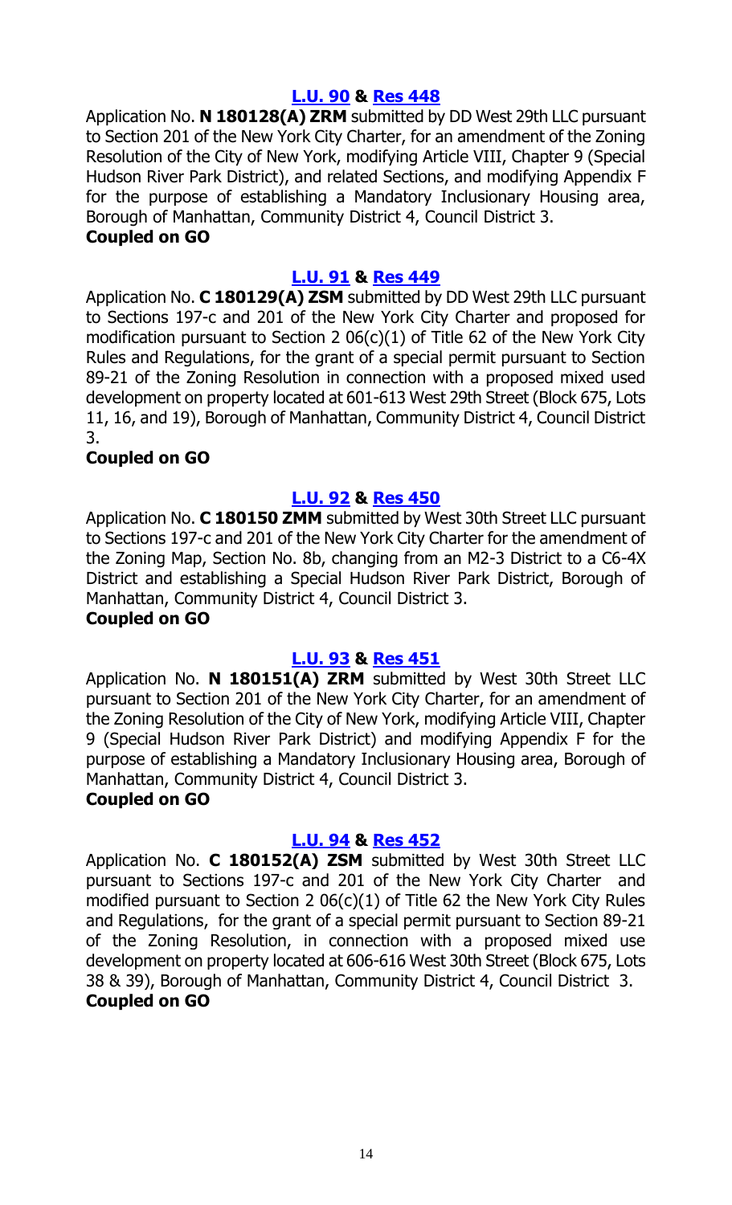**L.U. 90 & Res 448**

Application No. **N 180128(A) ZRM** submitted by DD West 29th LLC pursuant to Section 201 of the New York City Charter, for an amendment of the Zoning Resolution of the City of New York, modifying Article VIII, Chapter 9 (Special Hudson River Park District), and related Sections, and modifying Appendix F for the purpose of establishing a Mandatory Inclusionary Housing area, Borough of Manhattan, Community District 4, Council District 3.

**Coupled on GO**

**L.U. 91 & Res 449**

Application No. **C 180129(A) ZSM** submitted by DD West 29th LLC pursuant to Sections 197-c and 201 of the New York City Charter and proposed for modification pursuant to Section 2 06(c)(1) of Title 62 of the New York City Rules and Regulations, for the grant of a special permit pursuant to Section 89-21 of the Zoning Resolution in connection with a proposed mixed used development on property located at 601-613 West 29th Street (Block 675, Lots 11, 16, and 19), Borough of Manhattan, Community District 4, Council District 3.

**Coupled on GO**

**L.U. 92 & Res 450**

Application No. **C 180150 ZMM** submitted by West 30th Street LLC pursuant to Sections 197-c and 201 of the New York City Charter for the amendment of the Zoning Map, Section No. 8b, changing from an M2-3 District to a C6-4X District and establishing a Special Hudson River Park District, Borough of Manhattan, Community District 4, Council District 3.

**Coupled on GO**

**L.U. 93 & Res 451**

Application No. **N 180151(A) ZRM** submitted by West 30th Street LLC pursuant to Section 201 of the New York City Charter, for an amendment of the Zoning Resolution of the City of New York, modifying Article VIII, Chapter 9 (Special Hudson River Park District) and modifying Appendix F for the purpose of establishing a Mandatory Inclusionary Housing area, Borough of Manhattan, Community District 4, Council District 3.

**Coupled on GO**

**L.U. 94 & Res 452**

Application No. **C 180152(A) ZSM** submitted by West 30th Street LLC pursuant to Sections 197-c and 201 of the New York City Charter and modified pursuant to Section 2 06(c)(1) of Title 62 the New York City Rules and Regulations, for the grant of a special permit pursuant to Section 89-21 of the Zoning Resolution, in connection with a proposed mixed use development on property located at 606-616 West 30th Street (Block 675, Lots 38 & 39), Borough of Manhattan, Community District 4, Council District 3.

**Coupled on GO**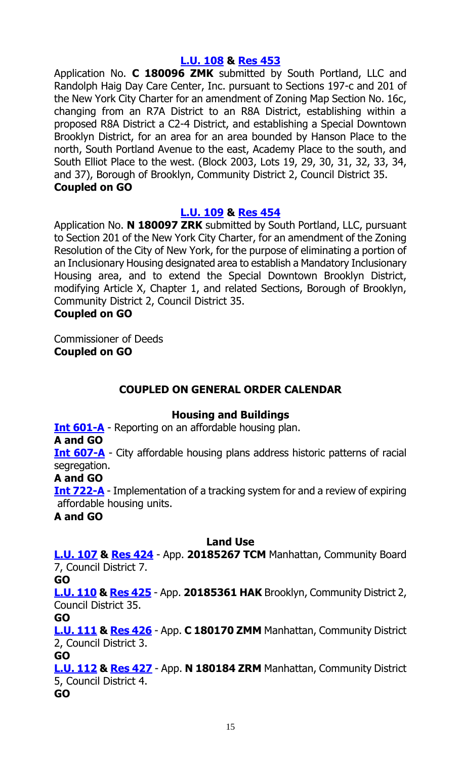### [L.U. 108](#) & [Res 453](#)

Application No. **C 180096 ZMK** submitted by South Portland, LLC and Randolph Haig Day Care Center, Inc. pursuant to Sections 197-c and 201 of the New York City Charter for an amendment of Zoning Map Section No. 16c, changing from an R7A District to an R8A District, establishing within a proposed R8A District a C2-4 District, and establishing a Special Downtown Brooklyn District, for an area for an area bounded by Hanson Place to the north, South Portland Avenue to the east, Academy Place to the south, and South Elliot Place to the west. (Block 2003, Lots 19, 29, 30, 31, 32, 33, 34, and 37), Borough of Brooklyn, Community District 2, Council District 35.
**Coupled on GO**

### [L.U. 109](#) & [Res 454](#)

Application No. **N 180097 ZRK** submitted by South Portland, LLC, pursuant to Section 201 of the New York City Charter, for an amendment of the Zoning Resolution of the City of New York, for the purpose of eliminating a portion of an Inclusionary Housing designated area to establish a Mandatory Inclusionary Housing area, and to extend the Special Downtown Brooklyn District, modifying Article X, Chapter 1, and related Sections, Borough of Brooklyn, Community District 2, Council District 35.
**Coupled on GO**

Commissioner of Deeds
**Coupled on GO**

## COUPLED ON GENERAL ORDER CALENDAR

### Housing and Buildings

[**Int 601-A**](#) - Reporting on an affordable housing plan.
**A and GO**

[**Int 607-A**](#) - City affordable housing plans address historic patterns of racial segregation.
**A and GO**

[**Int 722-A**](#) - Implementation of a tracking system for and a review of expiring affordable housing units.
**A and GO**

### Land Use

[**L.U. 107**](#) **&** [**Res 424**](#) - App. **20185267 TCM** Manhattan, Community Board 7, Council District 7.
**GO**

[**L.U. 110**](#) **&** [**Res 425**](#) - App. **20185361 HAK** Brooklyn, Community District 2, Council District 35.
**GO**

[**L.U. 111**](#) **&** [**Res 426**](#) - App. **C 180170 ZMM** Manhattan, Community District 2, Council District 3.
**GO**

[**L.U. 112**](#) **&** [**Res 427**](#) - App. **N 180184 ZRM** Manhattan, Community District 5, Council District 4.
**GO**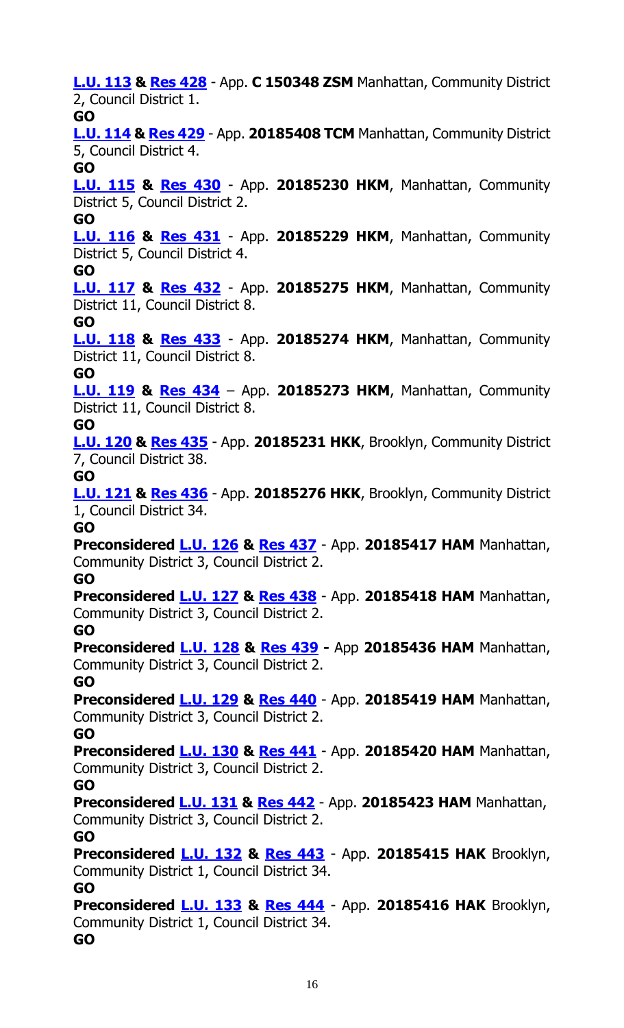**L.U. 113** **&** **Res 428** - App. **C 150348 ZSM** Manhattan, Community District 2, Council District 1.

**GO**

**L.U. 114** **&** **Res 429** - App. **20185408 TCM** Manhattan, Community District 5, Council District 4.

**GO**

**L.U. 115** **&** **Res 430** - App. **20185230 HKM**, Manhattan, Community District 5, Council District 2.

**GO**

**L.U. 116** **&** **Res 431** - App. **20185229 HKM**, Manhattan, Community District 5, Council District 4.

**GO**

**L.U. 117** **&** **Res 432** - App. **20185275 HKM**, Manhattan, Community District 11, Council District 8.

**GO**

**L.U. 118** **&** **Res 433** - App. **20185274 HKM**, Manhattan, Community District 11, Council District 8.

**GO**

**L.U. 119** **&** **Res 434** – App. **20185273 HKM**, Manhattan, Community District 11, Council District 8.

**GO**

**L.U. 120** **&** **Res 435** - App. **20185231 HKK**, Brooklyn, Community District 7, Council District 38.

**GO**

**L.U. 121** **&** **Res 436** - App. **20185276 HKK**, Brooklyn, Community District 1, Council District 34.

**GO**

**Preconsidered** **L.U. 126** **&** **Res 437** - App. **20185417 HAM** Manhattan, Community District 3, Council District 2.

**GO**

**Preconsidered** **L.U. 127** **&** **Res 438** - App. **20185418 HAM** Manhattan, Community District 3, Council District 2.

**GO**

**Preconsidered** **L.U. 128** **&** **Res 439** **-** App **20185436 HAM** Manhattan, Community District 3, Council District 2.

**GO**

**Preconsidered** **L.U. 129** **&** **Res 440** - App. **20185419 HAM** Manhattan, Community District 3, Council District 2.

**GO**

**Preconsidered** **L.U. 130** **&** **Res 441** - App. **20185420 HAM** Manhattan, Community District 3, Council District 2.

**GO**

**Preconsidered** **L.U. 131** **&** **Res 442** - App. **20185423 HAM** Manhattan, Community District 3, Council District 2.

**GO**

**Preconsidered** **L.U. 132** **&** **Res 443** - App. **20185415 HAK** Brooklyn, Community District 1, Council District 34.

**GO**

**Preconsidered** **L.U. 133** **&** **Res 444** - App. **20185416 HAK** Brooklyn, Community District 1, Council District 34.

**GO**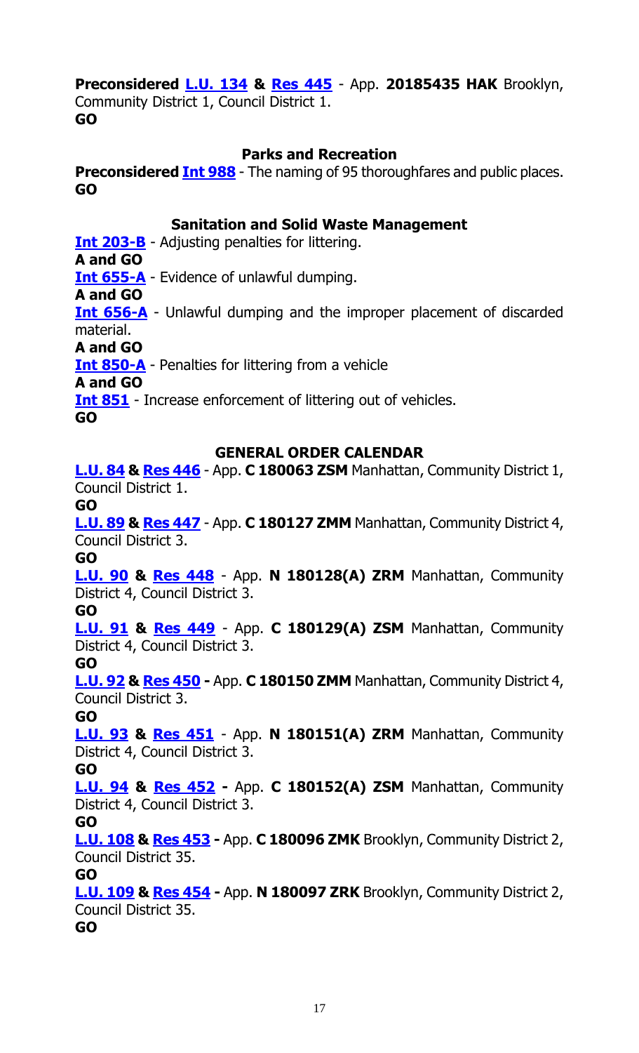**Preconsidered L.U. 134 & Res 445** - App. **20185435 HAK** Brooklyn, Community District 1, Council District 1.
**GO**

### Parks and Recreation

**Preconsidered Int 988** - The naming of 95 thoroughfares and public places.
**GO**

### Sanitation and Solid Waste Management

**Int 203-B** - Adjusting penalties for littering.
**A and GO**
**Int 655-A** - Evidence of unlawful dumping.
**A and GO**
**Int 656-A** - Unlawful dumping and the improper placement of discarded material.
**A and GO**
**Int 850-A** - Penalties for littering from a vehicle
**A and GO**
**Int 851** - Increase enforcement of littering out of vehicles.
**GO**

## GENERAL ORDER CALENDAR

**L.U. 84 & Res 446** - App. **C 180063 ZSM** Manhattan, Community District 1, Council District 1.
**GO**
**L.U. 89 & Res 447** - App. **C 180127 ZMM** Manhattan, Community District 4, Council District 3.
**GO**
**L.U. 90 & Res 448** - App. **N 180128(A) ZRM** Manhattan, Community District 4, Council District 3.
**GO**
**L.U. 91 & Res 449** - App. **C 180129(A) ZSM** Manhattan, Community District 4, Council District 3.
**GO**
**L.U. 92 & Res 450 -** App. **C 180150 ZMM** Manhattan, Community District 4, Council District 3.
**GO**
**L.U. 93 & Res 451** - App. **N 180151(A) ZRM** Manhattan, Community District 4, Council District 3.
**GO**
**L.U. 94 & Res 452 -** App. **C 180152(A) ZSM** Manhattan, Community District 4, Council District 3.
**GO**
**L.U. 108 & Res 453 -** App. **C 180096 ZMK** Brooklyn, Community District 2, Council District 35.
**GO**
**L.U. 109 & Res 454 -** App. **N 180097 ZRK** Brooklyn, Community District 2, Council District 35.
**GO**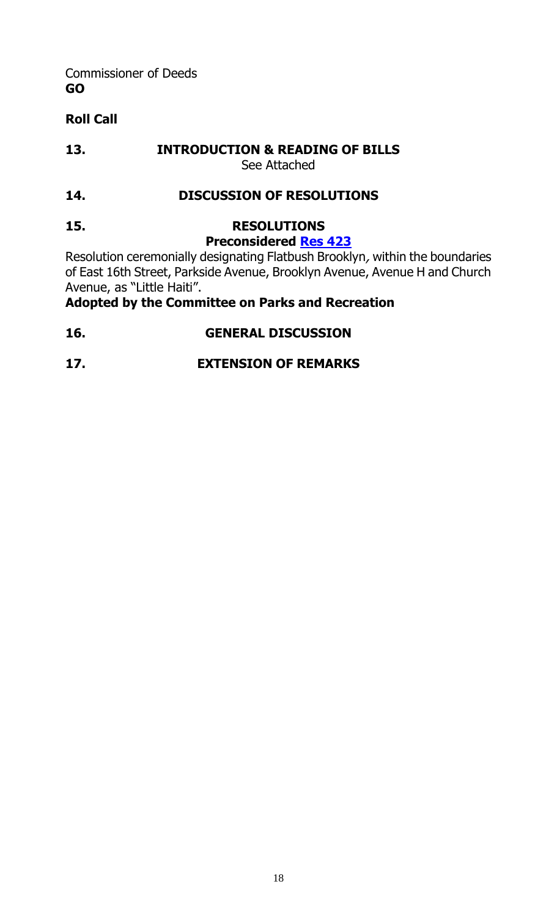Commissioner of Deeds
**GO**

**Roll Call**

**13. INTRODUCTION & READING OF BILLS**

See Attached

**14. DISCUSSION OF RESOLUTIONS**

**15. RESOLUTIONS**

**Preconsidered Res 423**

Resolution ceremonially designating Flatbush Brooklyn, within the boundaries of East 16th Street, Parkside Avenue, Brooklyn Avenue, Avenue H and Church Avenue, as "Little Haiti".

**Adopted by the Committee on Parks and Recreation**

**16. GENERAL DISCUSSION**

**17. EXTENSION OF REMARKS**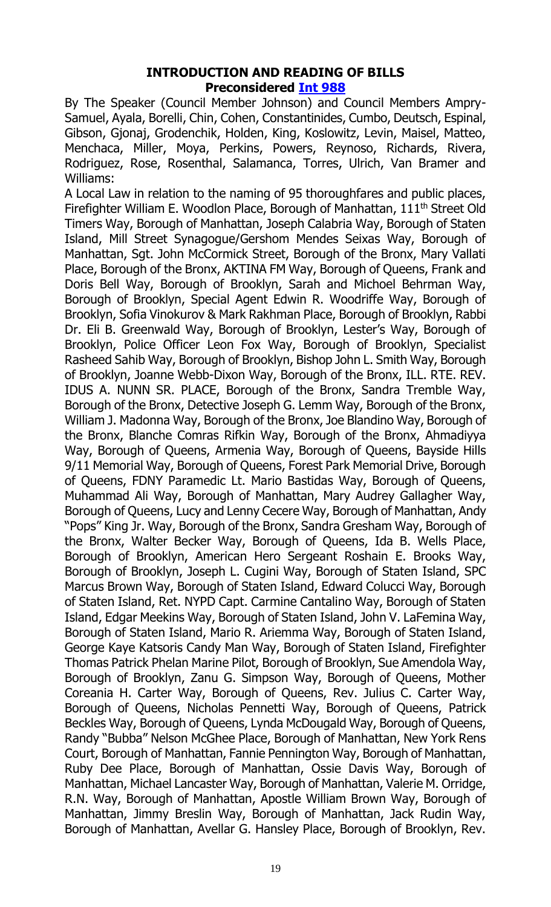**INTRODUCTION AND READING OF BILLS**

**Preconsidered Int 988**

By The Speaker (Council Member Johnson) and Council Members Ampry-Samuel, Ayala, Borelli, Chin, Cohen, Constantinides, Cumbo, Deutsch, Espinal, Gibson, Gjonaj, Grodenchik, Holden, King, Koslowitz, Levin, Maisel, Matteo, Menchaca, Miller, Moya, Perkins, Powers, Reynoso, Richards, Rivera, Rodriguez, Rose, Rosenthal, Salamanca, Torres, Ulrich, Van Bramer and Williams:

A Local Law in relation to the naming of 95 thoroughfares and public places, Firefighter William E. Woodlon Place, Borough of Manhattan, 111th Street Old Timers Way, Borough of Manhattan, Joseph Calabria Way, Borough of Staten Island, Mill Street Synagogue/Gershom Mendes Seixas Way, Borough of Manhattan, Sgt. John McCormick Street, Borough of the Bronx, Mary Vallati Place, Borough of the Bronx, AKTINA FM Way, Borough of Queens, Frank and Doris Bell Way, Borough of Brooklyn, Sarah and Michoel Behrman Way, Borough of Brooklyn, Special Agent Edwin R. Woodriffe Way, Borough of Brooklyn, Sofia Vinokurov & Mark Rakhman Place, Borough of Brooklyn, Rabbi Dr. Eli B. Greenwald Way, Borough of Brooklyn, Lester's Way, Borough of Brooklyn, Police Officer Leon Fox Way, Borough of Brooklyn, Specialist Rasheed Sahib Way, Borough of Brooklyn, Bishop John L. Smith Way, Borough of Brooklyn, Joanne Webb-Dixon Way, Borough of the Bronx, ILL. RTE. REV. IDUS A. NUNN SR. PLACE, Borough of the Bronx, Sandra Tremble Way, Borough of the Bronx, Detective Joseph G. Lemm Way, Borough of the Bronx, William J. Madonna Way, Borough of the Bronx, Joe Blandino Way, Borough of the Bronx, Blanche Comras Rifkin Way, Borough of the Bronx, Ahmadiyya Way, Borough of Queens, Armenia Way, Borough of Queens, Bayside Hills 9/11 Memorial Way, Borough of Queens, Forest Park Memorial Drive, Borough of Queens, FDNY Paramedic Lt. Mario Bastidas Way, Borough of Queens, Muhammad Ali Way, Borough of Manhattan, Mary Audrey Gallagher Way, Borough of Queens, Lucy and Lenny Cecere Way, Borough of Manhattan, Andy "Pops" King Jr. Way, Borough of the Bronx, Sandra Gresham Way, Borough of the Bronx, Walter Becker Way, Borough of Queens, Ida B. Wells Place, Borough of Brooklyn, American Hero Sergeant Roshain E. Brooks Way, Borough of Brooklyn, Joseph L. Cugini Way, Borough of Staten Island, SPC Marcus Brown Way, Borough of Staten Island, Edward Colucci Way, Borough of Staten Island, Ret. NYPD Capt. Carmine Cantalino Way, Borough of Staten Island, Edgar Meekins Way, Borough of Staten Island, John V. LaFemina Way, Borough of Staten Island, Mario R. Ariemma Way, Borough of Staten Island, George Kaye Katsoris Candy Man Way, Borough of Staten Island, Firefighter Thomas Patrick Phelan Marine Pilot, Borough of Brooklyn, Sue Amendola Way, Borough of Brooklyn, Zanu G. Simpson Way, Borough of Queens, Mother Coreania H. Carter Way, Borough of Queens, Rev. Julius C. Carter Way, Borough of Queens, Nicholas Pennetti Way, Borough of Queens, Patrick Beckles Way, Borough of Queens, Lynda McDougald Way, Borough of Queens, Randy "Bubba" Nelson McGhee Place, Borough of Manhattan, New York Rens Court, Borough of Manhattan, Fannie Pennington Way, Borough of Manhattan, Ruby Dee Place, Borough of Manhattan, Ossie Davis Way, Borough of Manhattan, Michael Lancaster Way, Borough of Manhattan, Valerie M. Orridge, R.N. Way, Borough of Manhattan, Apostle William Brown Way, Borough of Manhattan, Jimmy Breslin Way, Borough of Manhattan, Jack Rudin Way, Borough of Manhattan, Avellar G. Hansley Place, Borough of Brooklyn, Rev.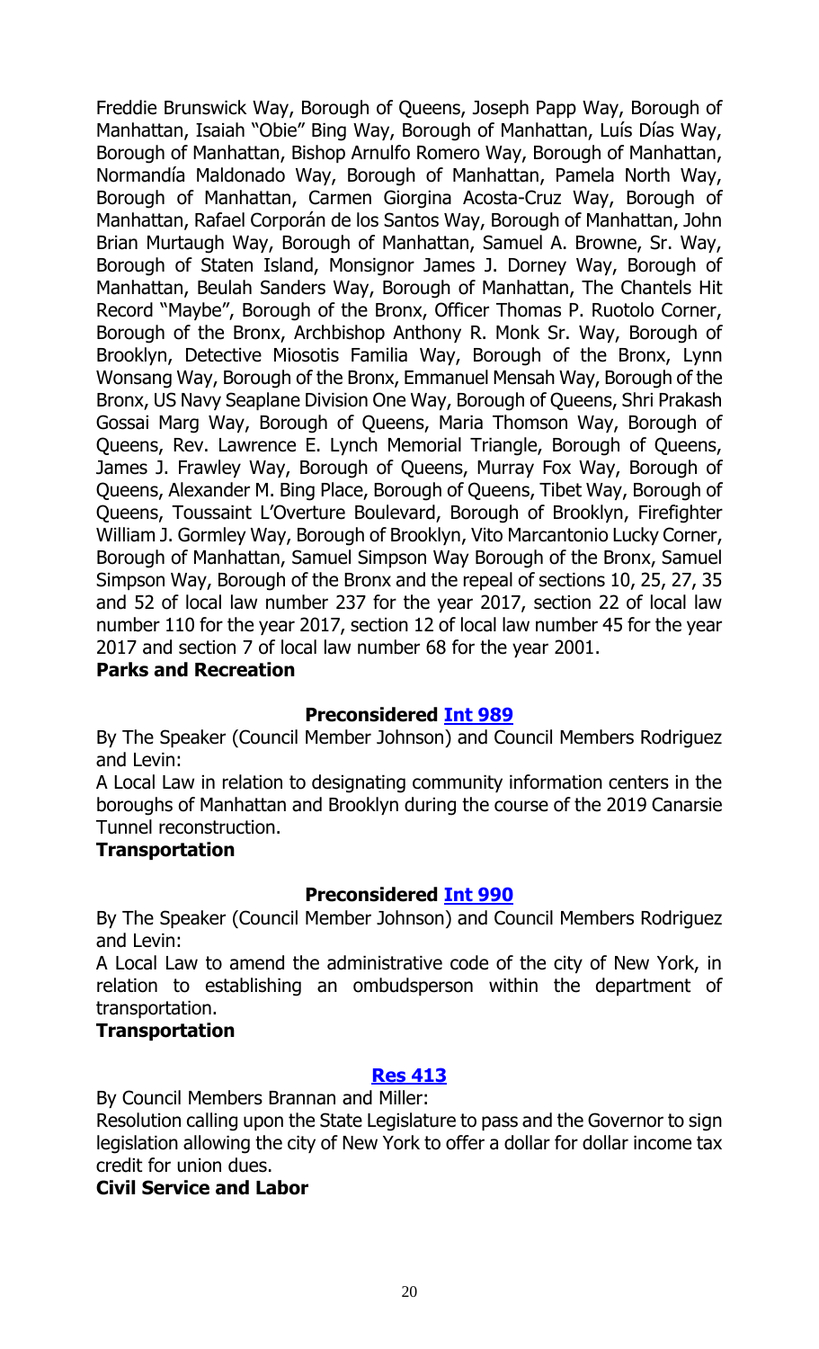Freddie Brunswick Way, Borough of Queens, Joseph Papp Way, Borough of Manhattan, Isaiah "Obie" Bing Way, Borough of Manhattan, Luís Días Way, Borough of Manhattan, Bishop Arnulfo Romero Way, Borough of Manhattan, Normandía Maldonado Way, Borough of Manhattan, Pamela North Way, Borough of Manhattan, Carmen Giorgina Acosta-Cruz Way, Borough of Manhattan, Rafael Corporán de los Santos Way, Borough of Manhattan, John Brian Murtaugh Way, Borough of Manhattan, Samuel A. Browne, Sr. Way, Borough of Staten Island, Monsignor James J. Dorney Way, Borough of Manhattan, Beulah Sanders Way, Borough of Manhattan, The Chantels Hit Record "Maybe", Borough of the Bronx, Officer Thomas P. Ruotolo Corner, Borough of the Bronx, Archbishop Anthony R. Monk Sr. Way, Borough of Brooklyn, Detective Miosotis Familia Way, Borough of the Bronx, Lynn Wonsang Way, Borough of the Bronx, Emmanuel Mensah Way, Borough of the Bronx, US Navy Seaplane Division One Way, Borough of Queens, Shri Prakash Gossai Marg Way, Borough of Queens, Maria Thomson Way, Borough of Queens, Rev. Lawrence E. Lynch Memorial Triangle, Borough of Queens, James J. Frawley Way, Borough of Queens, Murray Fox Way, Borough of Queens, Alexander M. Bing Place, Borough of Queens, Tibet Way, Borough of Queens, Toussaint L'Overture Boulevard, Borough of Brooklyn, Firefighter William J. Gormley Way, Borough of Brooklyn, Vito Marcantonio Lucky Corner, Borough of Manhattan, Samuel Simpson Way Borough of the Bronx, Samuel Simpson Way, Borough of the Bronx and the repeal of sections 10, 25, 27, 35 and 52 of local law number 237 for the year 2017, section 22 of local law number 110 for the year 2017, section 12 of local law number 45 for the year 2017 and section 7 of local law number 68 for the year 2001.

**Parks and Recreation**

**Preconsidered Int 989**

By The Speaker (Council Member Johnson) and Council Members Rodriguez and Levin:

A Local Law in relation to designating community information centers in the boroughs of Manhattan and Brooklyn during the course of the 2019 Canarsie Tunnel reconstruction.

**Transportation**

**Preconsidered Int 990**

By The Speaker (Council Member Johnson) and Council Members Rodriguez and Levin:

A Local Law to amend the administrative code of the city of New York, in relation to establishing an ombudsperson within the department of transportation.

**Transportation**

**Res 413**

By Council Members Brannan and Miller:

Resolution calling upon the State Legislature to pass and the Governor to sign legislation allowing the city of New York to offer a dollar for dollar income tax credit for union dues.

**Civil Service and Labor**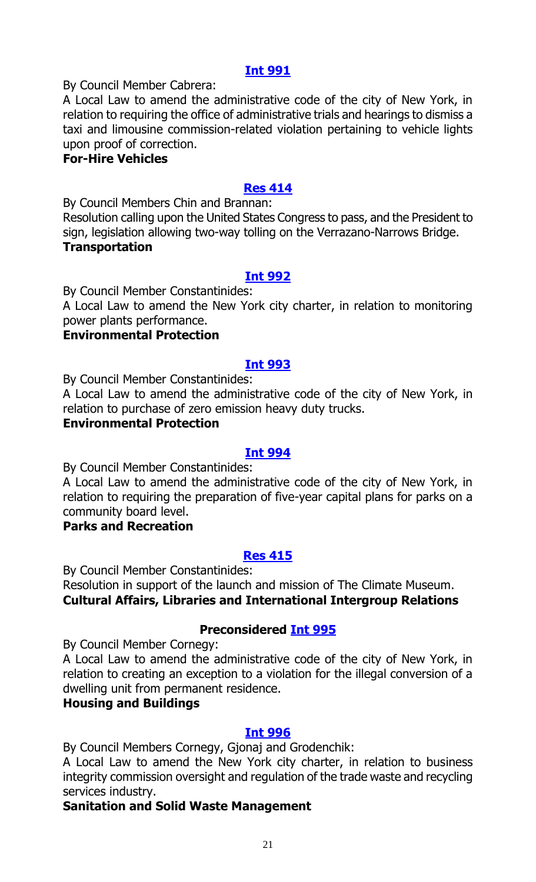## [Int 991](#)

By Council Member Cabrera:

A Local Law to amend the administrative code of the city of New York, in relation to requiring the office of administrative trials and hearings to dismiss a taxi and limousine commission-related violation pertaining to vehicle lights upon proof of correction.

**For-Hire Vehicles**

## [Res 414](#)

By Council Members Chin and Brannan:

Resolution calling upon the United States Congress to pass, and the President to sign, legislation allowing two-way tolling on the Verrazano-Narrows Bridge.

**Transportation**

## [Int 992](#)

By Council Member Constantinides:

A Local Law to amend the New York city charter, in relation to monitoring power plants performance.

**Environmental Protection**

## [Int 993](#)

By Council Member Constantinides:

A Local Law to amend the administrative code of the city of New York, in relation to purchase of zero emission heavy duty trucks.

**Environmental Protection**

## [Int 994](#)

By Council Member Constantinides:

A Local Law to amend the administrative code of the city of New York, in relation to requiring the preparation of five-year capital plans for parks on a community board level.

**Parks and Recreation**

## [Res 415](#)

By Council Member Constantinides:

Resolution in support of the launch and mission of The Climate Museum.

**Cultural Affairs, Libraries and International Intergroup Relations**

## Preconsidered [Int 995](#)

By Council Member Cornegy:

A Local Law to amend the administrative code of the city of New York, in relation to creating an exception to a violation for the illegal conversion of a dwelling unit from permanent residence.

**Housing and Buildings**

## [Int 996](#)

By Council Members Cornegy, Gjonaj and Grodenchik:

A Local Law to amend the New York city charter, in relation to business integrity commission oversight and regulation of the trade waste and recycling services industry.

**Sanitation and Solid Waste Management**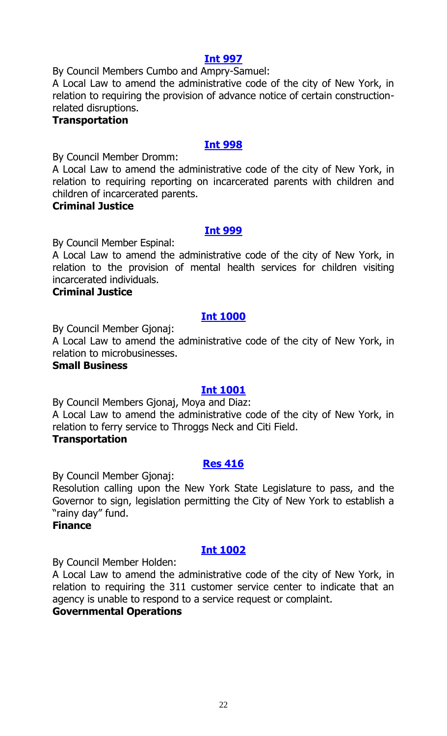**Int 997**

By Council Members Cumbo and Ampry-Samuel:

A Local Law to amend the administrative code of the city of New York, in relation to requiring the provision of advance notice of certain construction-related disruptions.

**Transportation**

**Int 998**

By Council Member Dromm:

A Local Law to amend the administrative code of the city of New York, in relation to requiring reporting on incarcerated parents with children and children of incarcerated parents.

**Criminal Justice**

**Int 999**

By Council Member Espinal:

A Local Law to amend the administrative code of the city of New York, in relation to the provision of mental health services for children visiting incarcerated individuals.

**Criminal Justice**

**Int 1000**

By Council Member Gjonaj:

A Local Law to amend the administrative code of the city of New York, in relation to microbusinesses.

**Small Business**

**Int 1001**

By Council Members Gjonaj, Moya and Diaz:

A Local Law to amend the administrative code of the city of New York, in relation to ferry service to Throggs Neck and Citi Field.

**Transportation**

**Res 416**

By Council Member Gjonaj:

Resolution calling upon the New York State Legislature to pass, and the Governor to sign, legislation permitting the City of New York to establish a "rainy day" fund.

**Finance**

**Int 1002**

By Council Member Holden:

A Local Law to amend the administrative code of the city of New York, in relation to requiring the 311 customer service center to indicate that an agency is unable to respond to a service request or complaint.

**Governmental Operations**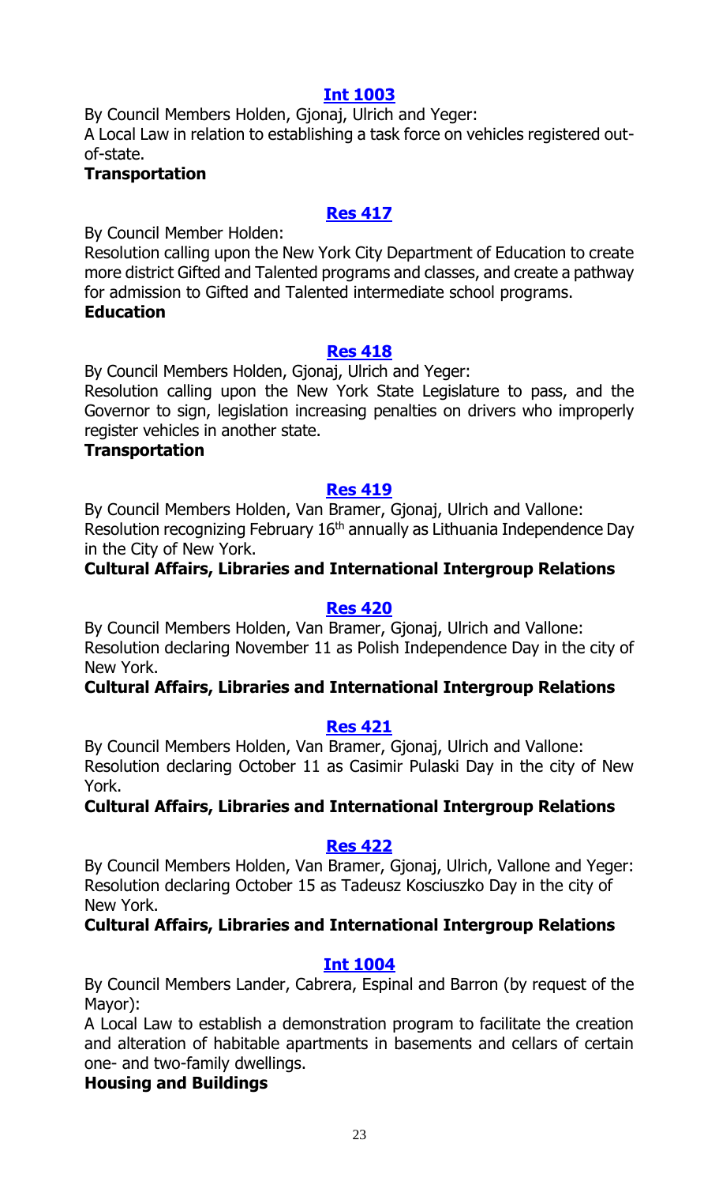### [Int 1003]

By Council Members Holden, Gjonaj, Ulrich and Yeger:
A Local Law in relation to establishing a task force on vehicles registered out-of-state.
**Transportation**

### [Res 417]

By Council Member Holden:
Resolution calling upon the New York City Department of Education to create more district Gifted and Talented programs and classes, and create a pathway for admission to Gifted and Talented intermediate school programs.
**Education**

### [Res 418]

By Council Members Holden, Gjonaj, Ulrich and Yeger:
Resolution calling upon the New York State Legislature to pass, and the Governor to sign, legislation increasing penalties on drivers who improperly register vehicles in another state.
**Transportation**

### [Res 419]

By Council Members Holden, Van Bramer, Gjonaj, Ulrich and Vallone:
Resolution recognizing February 16th annually as Lithuania Independence Day in the City of New York.
**Cultural Affairs, Libraries and International Intergroup Relations**

### [Res 420]

By Council Members Holden, Van Bramer, Gjonaj, Ulrich and Vallone:
Resolution declaring November 11 as Polish Independence Day in the city of New York.
**Cultural Affairs, Libraries and International Intergroup Relations**

### [Res 421]

By Council Members Holden, Van Bramer, Gjonaj, Ulrich and Vallone:
Resolution declaring October 11 as Casimir Pulaski Day in the city of New York.
**Cultural Affairs, Libraries and International Intergroup Relations**

### [Res 422]

By Council Members Holden, Van Bramer, Gjonaj, Ulrich, Vallone and Yeger:
Resolution declaring October 15 as Tadeusz Kosciuszko Day in the city of New York.
**Cultural Affairs, Libraries and International Intergroup Relations**

### [Int 1004]

By Council Members Lander, Cabrera, Espinal and Barron (by request of the Mayor):
A Local Law to establish a demonstration program to facilitate the creation and alteration of habitable apartments in basements and cellars of certain one- and two-family dwellings.
**Housing and Buildings**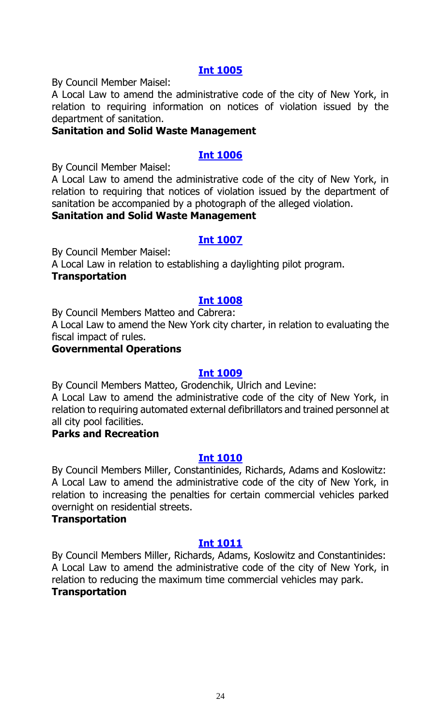### [Int 1005](#)

By Council Member Maisel:

A Local Law to amend the administrative code of the city of New York, in relation to requiring information on notices of violation issued by the department of sanitation.

**Sanitation and Solid Waste Management**

### [Int 1006](#)

By Council Member Maisel:

A Local Law to amend the administrative code of the city of New York, in relation to requiring that notices of violation issued by the department of sanitation be accompanied by a photograph of the alleged violation.

**Sanitation and Solid Waste Management**

### [Int 1007](#)

By Council Member Maisel:

A Local Law in relation to establishing a daylighting pilot program.

**Transportation**

### [Int 1008](#)

By Council Members Matteo and Cabrera:

A Local Law to amend the New York city charter, in relation to evaluating the fiscal impact of rules.

**Governmental Operations**

### [Int 1009](#)

By Council Members Matteo, Grodenchik, Ulrich and Levine:

A Local Law to amend the administrative code of the city of New York, in relation to requiring automated external defibrillators and trained personnel at all city pool facilities.

**Parks and Recreation**

### [Int 1010](#)

By Council Members Miller, Constantinides, Richards, Adams and Koslowitz:

A Local Law to amend the administrative code of the city of New York, in relation to increasing the penalties for certain commercial vehicles parked overnight on residential streets.

**Transportation**

### [Int 1011](#)

By Council Members Miller, Richards, Adams, Koslowitz and Constantinides:

A Local Law to amend the administrative code of the city of New York, in relation to reducing the maximum time commercial vehicles may park.

**Transportation**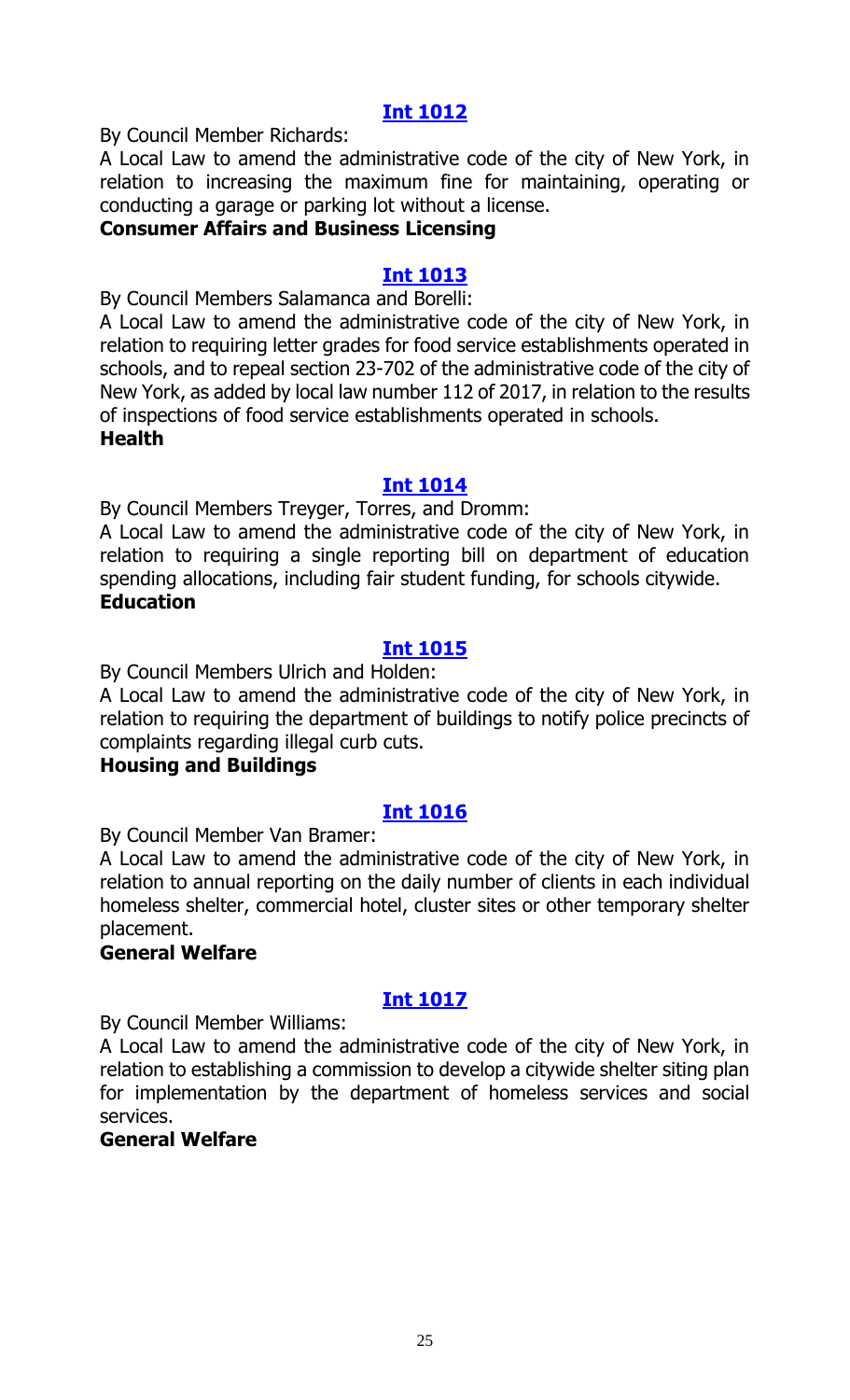## Int 1012

By Council Member Richards:

A Local Law to amend the administrative code of the city of New York, in relation to increasing the maximum fine for maintaining, operating or conducting a garage or parking lot without a license.

**Consumer Affairs and Business Licensing**

## Int 1013

By Council Members Salamanca and Borelli:

A Local Law to amend the administrative code of the city of New York, in relation to requiring letter grades for food service establishments operated in schools, and to repeal section 23-702 of the administrative code of the city of New York, as added by local law number 112 of 2017, in relation to the results of inspections of food service establishments operated in schools.

**Health**

## Int 1014

By Council Members Treyger, Torres, and Dromm:

A Local Law to amend the administrative code of the city of New York, in relation to requiring a single reporting bill on department of education spending allocations, including fair student funding, for schools citywide.

**Education**

## Int 1015

By Council Members Ulrich and Holden:

A Local Law to amend the administrative code of the city of New York, in relation to requiring the department of buildings to notify police precincts of complaints regarding illegal curb cuts.

**Housing and Buildings**

## Int 1016

By Council Member Van Bramer:

A Local Law to amend the administrative code of the city of New York, in relation to annual reporting on the daily number of clients in each individual homeless shelter, commercial hotel, cluster sites or other temporary shelter placement.

**General Welfare**

## Int 1017

By Council Member Williams:

A Local Law to amend the administrative code of the city of New York, in relation to establishing a commission to develop a citywide shelter siting plan for implementation by the department of homeless services and social services.

**General Welfare**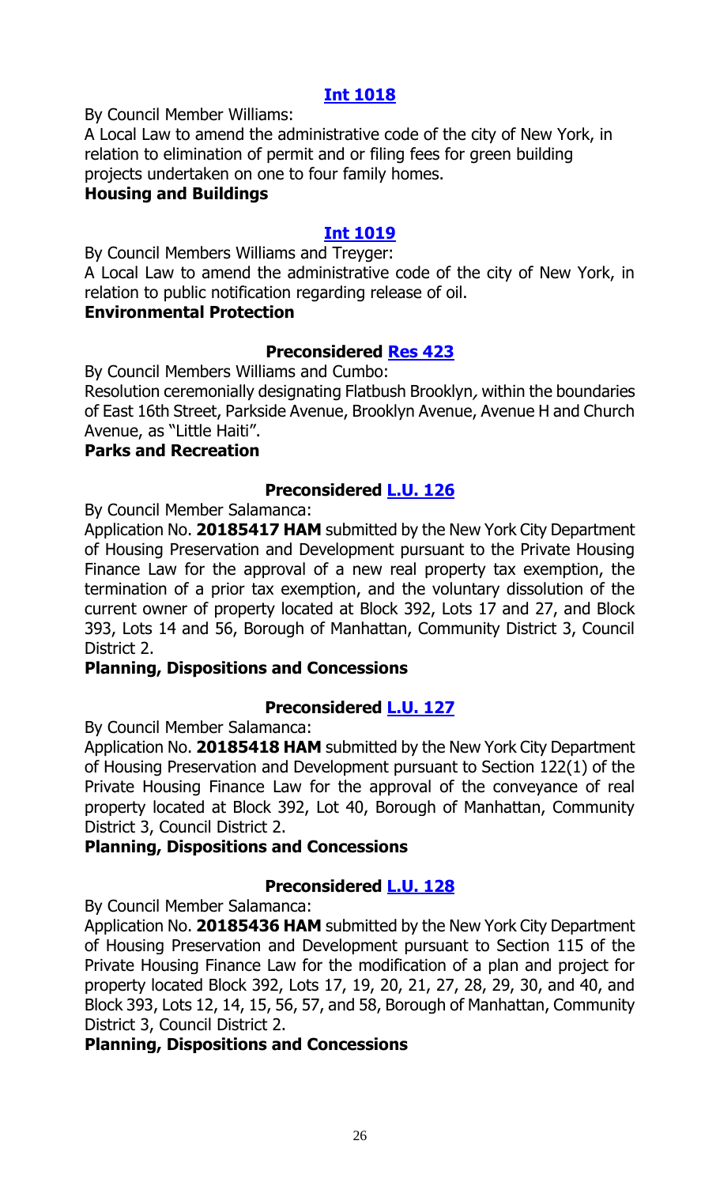## [Int 1018](#)

By Council Member Williams:

A Local Law to amend the administrative code of the city of New York, in relation to elimination of permit and or filing fees for green building projects undertaken on one to four family homes.

**Housing and Buildings**

## [Int 1019](#)

By Council Members Williams and Treyger:

A Local Law to amend the administrative code of the city of New York, in relation to public notification regarding release of oil.

**Environmental Protection**

## Preconsidered [Res 423](#)

By Council Members Williams and Cumbo:

Resolution ceremonially designating Flatbush Brooklyn*,* within the boundaries of East 16th Street, Parkside Avenue, Brooklyn Avenue, Avenue H and Church Avenue, as "Little Haiti".

**Parks and Recreation**

## Preconsidered [L.U. 126](#)

By Council Member Salamanca:

Application No. **20185417 HAM** submitted by the New York City Department of Housing Preservation and Development pursuant to the Private Housing Finance Law for the approval of a new real property tax exemption, the termination of a prior tax exemption, and the voluntary dissolution of the current owner of property located at Block 392, Lots 17 and 27, and Block 393, Lots 14 and 56, Borough of Manhattan, Community District 3, Council District 2.

**Planning, Dispositions and Concessions**

## Preconsidered [L.U. 127](#)

By Council Member Salamanca:

Application No. **20185418 HAM** submitted by the New York City Department of Housing Preservation and Development pursuant to Section 122(1) of the Private Housing Finance Law for the approval of the conveyance of real property located at Block 392, Lot 40, Borough of Manhattan, Community District 3, Council District 2.

**Planning, Dispositions and Concessions**

## Preconsidered [L.U. 128](#)

By Council Member Salamanca:

Application No. **20185436 HAM** submitted by the New York City Department of Housing Preservation and Development pursuant to Section 115 of the Private Housing Finance Law for the modification of a plan and project for property located Block 392, Lots 17, 19, 20, 21, 27, 28, 29, 30, and 40, and Block 393, Lots 12, 14, 15, 56, 57, and 58, Borough of Manhattan, Community District 3, Council District 2.

**Planning, Dispositions and Concessions**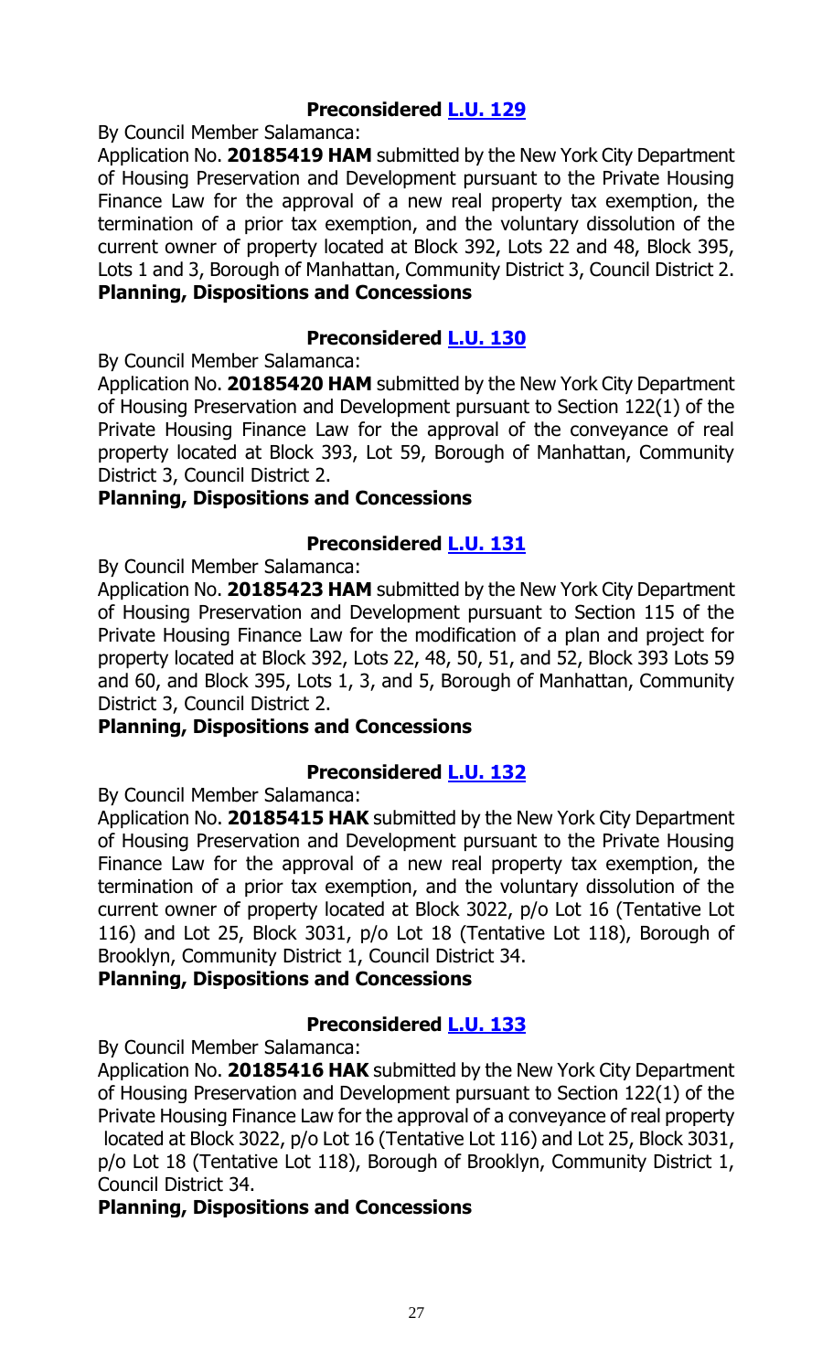### Preconsidered [L.U. 129]

By Council Member Salamanca:

Application No. **20185419 HAM** submitted by the New York City Department of Housing Preservation and Development pursuant to the Private Housing Finance Law for the approval of a new real property tax exemption, the termination of a prior tax exemption, and the voluntary dissolution of the current owner of property located at Block 392, Lots 22 and 48, Block 395, Lots 1 and 3, Borough of Manhattan, Community District 3, Council District 2.

**Planning, Dispositions and Concessions**

### Preconsidered [L.U. 130]

By Council Member Salamanca:

Application No. **20185420 HAM** submitted by the New York City Department of Housing Preservation and Development pursuant to Section 122(1) of the Private Housing Finance Law for the approval of the conveyance of real property located at Block 393, Lot 59, Borough of Manhattan, Community District 3, Council District 2.

**Planning, Dispositions and Concessions**

### Preconsidered [L.U. 131]

By Council Member Salamanca:

Application No. **20185423 HAM** submitted by the New York City Department of Housing Preservation and Development pursuant to Section 115 of the Private Housing Finance Law for the modification of a plan and project for property located at Block 392, Lots 22, 48, 50, 51, and 52, Block 393 Lots 59 and 60, and Block 395, Lots 1, 3, and 5, Borough of Manhattan, Community District 3, Council District 2.

**Planning, Dispositions and Concessions**

### Preconsidered [L.U. 132]

By Council Member Salamanca:

Application No. **20185415 HAK** submitted by the New York City Department of Housing Preservation and Development pursuant to the Private Housing Finance Law for the approval of a new real property tax exemption, the termination of a prior tax exemption, and the voluntary dissolution of the current owner of property located at Block 3022, p/o Lot 16 (Tentative Lot 116) and Lot 25, Block 3031, p/o Lot 18 (Tentative Lot 118), Borough of Brooklyn, Community District 1, Council District 34.

**Planning, Dispositions and Concessions**

### Preconsidered [L.U. 133]

By Council Member Salamanca:

Application No. **20185416 HAK** submitted by the New York City Department of Housing Preservation and Development pursuant to Section 122(1) of the Private Housing Finance Law for the approval of a conveyance of real property located at Block 3022, p/o Lot 16 (Tentative Lot 116) and Lot 25, Block 3031, p/o Lot 18 (Tentative Lot 118), Borough of Brooklyn, Community District 1, Council District 34.

**Planning, Dispositions and Concessions**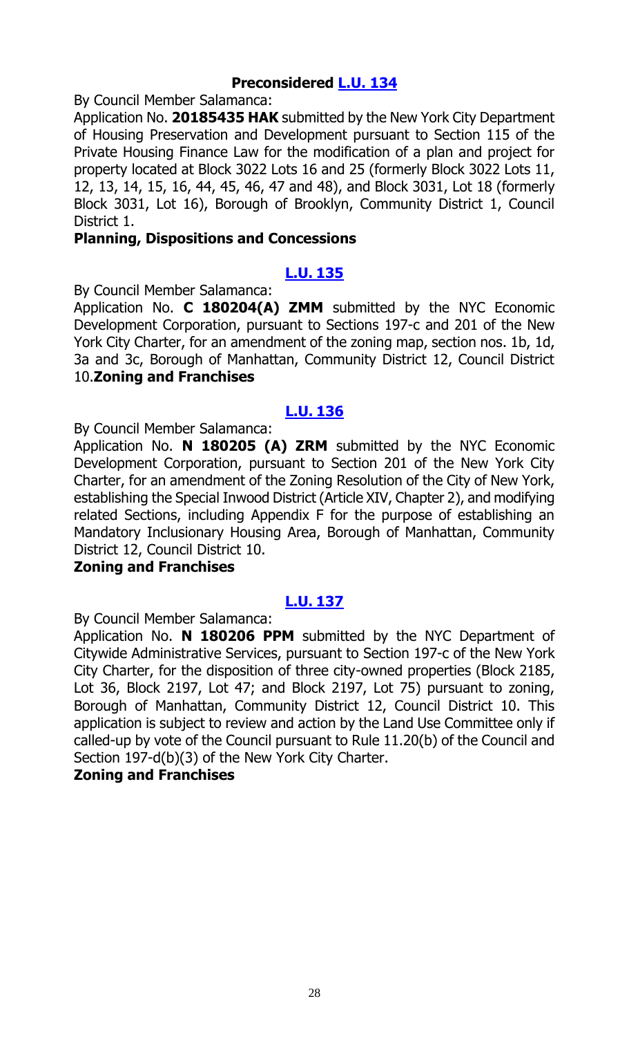**Preconsidered [L.U. 134]**

By Council Member Salamanca:

Application No. **20185435 HAK** submitted by the New York City Department of Housing Preservation and Development pursuant to Section 115 of the Private Housing Finance Law for the modification of a plan and project for property located at Block 3022 Lots 16 and 25 (formerly Block 3022 Lots 11, 12, 13, 14, 15, 16, 44, 45, 46, 47 and 48), and Block 3031, Lot 18 (formerly Block 3031, Lot 16), Borough of Brooklyn, Community District 1, Council District 1.

**Planning, Dispositions and Concessions**

**[L.U. 135]**

By Council Member Salamanca:

Application No. **C 180204(A) ZMM** submitted by the NYC Economic Development Corporation, pursuant to Sections 197-c and 201 of the New York City Charter, for an amendment of the zoning map, section nos. 1b, 1d, 3a and 3c, Borough of Manhattan, Community District 12, Council District 10.**Zoning and Franchises**

**[L.U. 136]**

By Council Member Salamanca:

Application No. **N 180205 (A) ZRM** submitted by the NYC Economic Development Corporation, pursuant to Section 201 of the New York City Charter, for an amendment of the Zoning Resolution of the City of New York, establishing the Special Inwood District (Article XIV, Chapter 2), and modifying related Sections, including Appendix F for the purpose of establishing an Mandatory Inclusionary Housing Area, Borough of Manhattan, Community District 12, Council District 10.

**Zoning and Franchises**

**[L.U. 137]**

By Council Member Salamanca:

Application No. **N 180206 PPM** submitted by the NYC Department of Citywide Administrative Services, pursuant to Section 197-c of the New York City Charter, for the disposition of three city-owned properties (Block 2185, Lot 36, Block 2197, Lot 47; and Block 2197, Lot 75) pursuant to zoning, Borough of Manhattan, Community District 12, Council District 10. This application is subject to review and action by the Land Use Committee only if called-up by vote of the Council pursuant to Rule 11.20(b) of the Council and Section 197-d(b)(3) of the New York City Charter.

**Zoning and Franchises**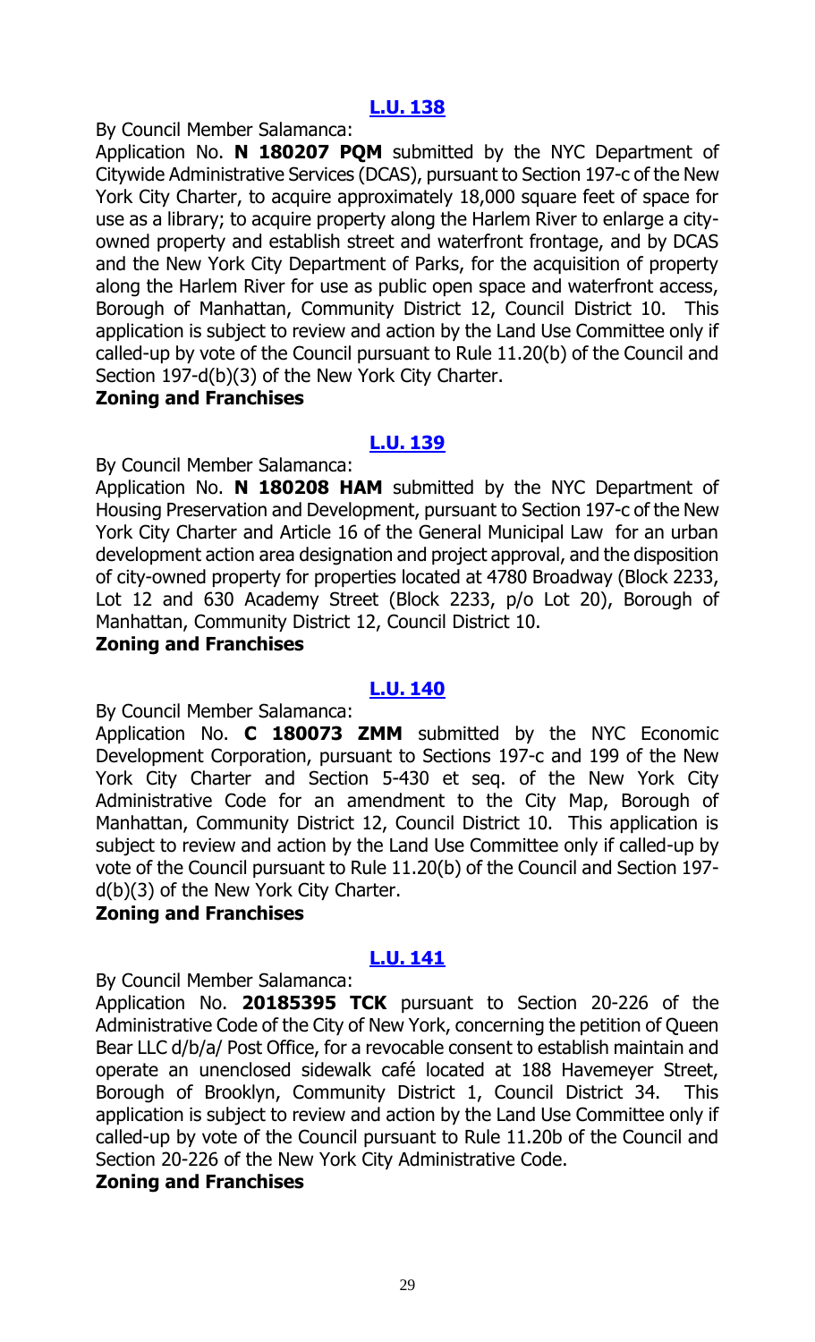## [L.U. 138](#)

By Council Member Salamanca:

Application No. **N 180207 PQM** submitted by the NYC Department of Citywide Administrative Services (DCAS), pursuant to Section 197-c of the New York City Charter, to acquire approximately 18,000 square feet of space for use as a library; to acquire property along the Harlem River to enlarge a city-owned property and establish street and waterfront frontage, and by DCAS and the New York City Department of Parks, for the acquisition of property along the Harlem River for use as public open space and waterfront access, Borough of Manhattan, Community District 12, Council District 10. This application is subject to review and action by the Land Use Committee only if called-up by vote of the Council pursuant to Rule 11.20(b) of the Council and Section 197-d(b)(3) of the New York City Charter.

**Zoning and Franchises**

## [L.U. 139](#)

By Council Member Salamanca:

Application No. **N 180208 HAM** submitted by the NYC Department of Housing Preservation and Development, pursuant to Section 197-c of the New York City Charter and Article 16 of the General Municipal Law for an urban development action area designation and project approval, and the disposition of city-owned property for properties located at 4780 Broadway (Block 2233, Lot 12 and 630 Academy Street (Block 2233, p/o Lot 20), Borough of Manhattan, Community District 12, Council District 10.

**Zoning and Franchises**

## [L.U. 140](#)

By Council Member Salamanca:

Application No. **C 180073 ZMM** submitted by the NYC Economic Development Corporation, pursuant to Sections 197-c and 199 of the New York City Charter and Section 5-430 et seq. of the New York City Administrative Code for an amendment to the City Map, Borough of Manhattan, Community District 12, Council District 10. This application is subject to review and action by the Land Use Committee only if called-up by vote of the Council pursuant to Rule 11.20(b) of the Council and Section 197-d(b)(3) of the New York City Charter.

**Zoning and Franchises**

## [L.U. 141](#)

By Council Member Salamanca:

Application No. **20185395 TCK** pursuant to Section 20-226 of the Administrative Code of the City of New York, concerning the petition of Queen Bear LLC d/b/a/ Post Office, for a revocable consent to establish maintain and operate an unenclosed sidewalk café located at 188 Havemeyer Street, Borough of Brooklyn, Community District 1, Council District 34. This application is subject to review and action by the Land Use Committee only if called-up by vote of the Council pursuant to Rule 11.20b of the Council and Section 20-226 of the New York City Administrative Code.

**Zoning and Franchises**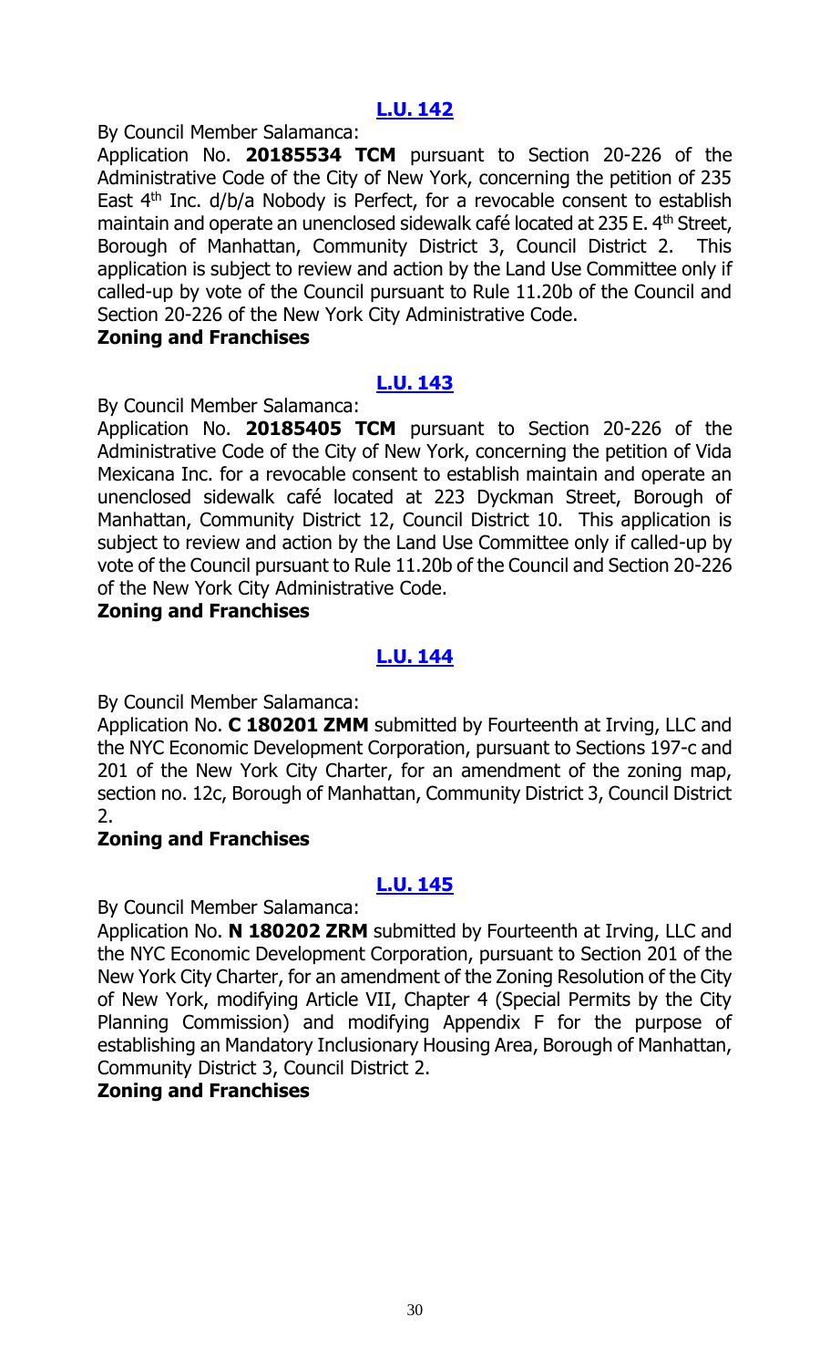## [L.U. 142](#)

By Council Member Salamanca:

Application No. **20185534 TCM** pursuant to Section 20-226 of the Administrative Code of the City of New York, concerning the petition of 235 East 4th Inc. d/b/a Nobody is Perfect, for a revocable consent to establish maintain and operate an unenclosed sidewalk café located at 235 E. 4th Street, Borough of Manhattan, Community District 3, Council District 2. This application is subject to review and action by the Land Use Committee only if called-up by vote of the Council pursuant to Rule 11.20b of the Council and Section 20-226 of the New York City Administrative Code.

**Zoning and Franchises**

## [L.U. 143](#)

By Council Member Salamanca:

Application No. **20185405 TCM** pursuant to Section 20-226 of the Administrative Code of the City of New York, concerning the petition of Vida Mexicana Inc. for a revocable consent to establish maintain and operate an unenclosed sidewalk café located at 223 Dyckman Street, Borough of Manhattan, Community District 12, Council District 10. This application is subject to review and action by the Land Use Committee only if called-up by vote of the Council pursuant to Rule 11.20b of the Council and Section 20-226 of the New York City Administrative Code.

**Zoning and Franchises**

## [L.U. 144](#)

By Council Member Salamanca:

Application No. **C 180201 ZMM** submitted by Fourteenth at Irving, LLC and the NYC Economic Development Corporation, pursuant to Sections 197-c and 201 of the New York City Charter, for an amendment of the zoning map, section no. 12c, Borough of Manhattan, Community District 3, Council District 2.

**Zoning and Franchises**

## [L.U. 145](#)

By Council Member Salamanca:

Application No. **N 180202 ZRM** submitted by Fourteenth at Irving, LLC and the NYC Economic Development Corporation, pursuant to Section 201 of the New York City Charter, for an amendment of the Zoning Resolution of the City of New York, modifying Article VII, Chapter 4 (Special Permits by the City Planning Commission) and modifying Appendix F for the purpose of establishing an Mandatory Inclusionary Housing Area, Borough of Manhattan, Community District 3, Council District 2.

**Zoning and Franchises**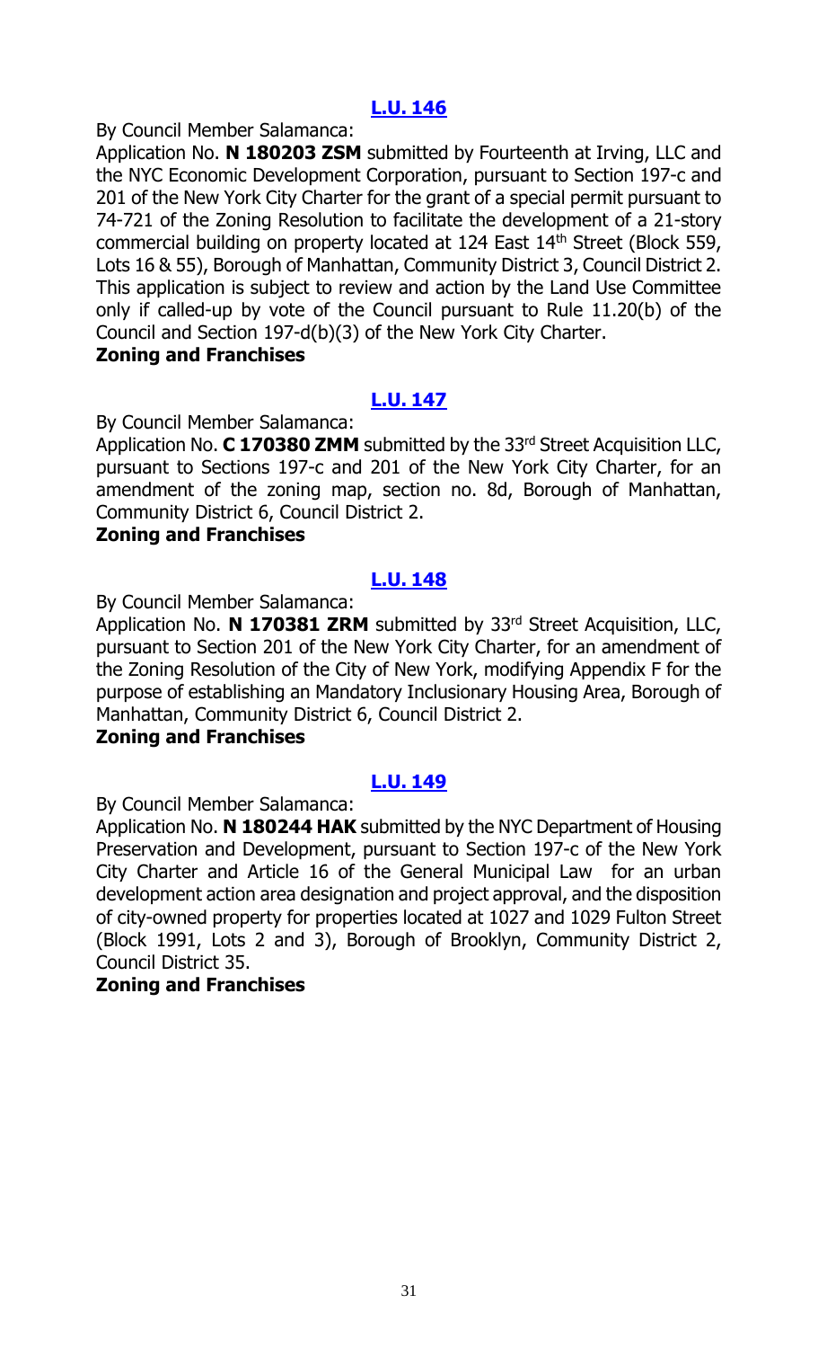## [L.U. 146]

By Council Member Salamanca:

Application No. **N 180203 ZSM** submitted by Fourteenth at Irving, LLC and the NYC Economic Development Corporation, pursuant to Section 197-c and 201 of the New York City Charter for the grant of a special permit pursuant to 74-721 of the Zoning Resolution to facilitate the development of a 21-story commercial building on property located at 124 East 14th Street (Block 559, Lots 16 & 55), Borough of Manhattan, Community District 3, Council District 2. This application is subject to review and action by the Land Use Committee only if called-up by vote of the Council pursuant to Rule 11.20(b) of the Council and Section 197-d(b)(3) of the New York City Charter.

**Zoning and Franchises**

## [L.U. 147]

By Council Member Salamanca:

Application No. **C 170380 ZMM** submitted by the 33rd Street Acquisition LLC, pursuant to Sections 197-c and 201 of the New York City Charter, for an amendment of the zoning map, section no. 8d, Borough of Manhattan, Community District 6, Council District 2.

**Zoning and Franchises**

## [L.U. 148]

By Council Member Salamanca:

Application No. **N 170381 ZRM** submitted by 33rd Street Acquisition, LLC, pursuant to Section 201 of the New York City Charter, for an amendment of the Zoning Resolution of the City of New York, modifying Appendix F for the purpose of establishing an Mandatory Inclusionary Housing Area, Borough of Manhattan, Community District 6, Council District 2.

**Zoning and Franchises**

## [L.U. 149]

By Council Member Salamanca:

Application No. **N 180244 HAK** submitted by the NYC Department of Housing Preservation and Development, pursuant to Section 197-c of the New York City Charter and Article 16 of the General Municipal Law for an urban development action area designation and project approval, and the disposition of city-owned property for properties located at 1027 and 1029 Fulton Street (Block 1991, Lots 2 and 3), Borough of Brooklyn, Community District 2, Council District 35.

**Zoning and Franchises**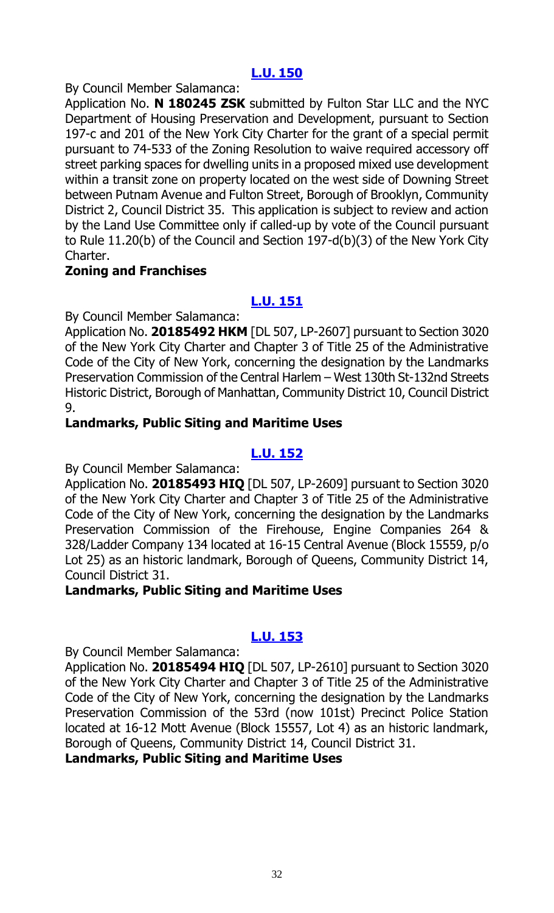## [L.U. 150](#)

By Council Member Salamanca:

Application No. **N 180245 ZSK** submitted by Fulton Star LLC and the NYC Department of Housing Preservation and Development, pursuant to Section 197-c and 201 of the New York City Charter for the grant of a special permit pursuant to 74-533 of the Zoning Resolution to waive required accessory off street parking spaces for dwelling units in a proposed mixed use development within a transit zone on property located on the west side of Downing Street between Putnam Avenue and Fulton Street, Borough of Brooklyn, Community District 2, Council District 35. This application is subject to review and action by the Land Use Committee only if called-up by vote of the Council pursuant to Rule 11.20(b) of the Council and Section 197-d(b)(3) of the New York City Charter.

**Zoning and Franchises**

## [L.U. 151](#)

By Council Member Salamanca:

Application No. **20185492 HKM** [DL 507, LP-2607] pursuant to Section 3020 of the New York City Charter and Chapter 3 of Title 25 of the Administrative Code of the City of New York, concerning the designation by the Landmarks Preservation Commission of the Central Harlem – West 130th St-132nd Streets Historic District, Borough of Manhattan, Community District 10, Council District 9.

**Landmarks, Public Siting and Maritime Uses**

## [L.U. 152](#)

By Council Member Salamanca:

Application No. **20185493 HIQ** [DL 507, LP-2609] pursuant to Section 3020 of the New York City Charter and Chapter 3 of Title 25 of the Administrative Code of the City of New York, concerning the designation by the Landmarks Preservation Commission of the Firehouse, Engine Companies 264 & 328/Ladder Company 134 located at 16-15 Central Avenue (Block 15559, p/o Lot 25) as an historic landmark, Borough of Queens, Community District 14, Council District 31.

**Landmarks, Public Siting and Maritime Uses**

## [L.U. 153](#)

By Council Member Salamanca:

Application No. **20185494 HIQ** [DL 507, LP-2610] pursuant to Section 3020 of the New York City Charter and Chapter 3 of Title 25 of the Administrative Code of the City of New York, concerning the designation by the Landmarks Preservation Commission of the 53rd (now 101st) Precinct Police Station located at 16-12 Mott Avenue (Block 15557, Lot 4) as an historic landmark, Borough of Queens, Community District 14, Council District 31.

**Landmarks, Public Siting and Maritime Uses**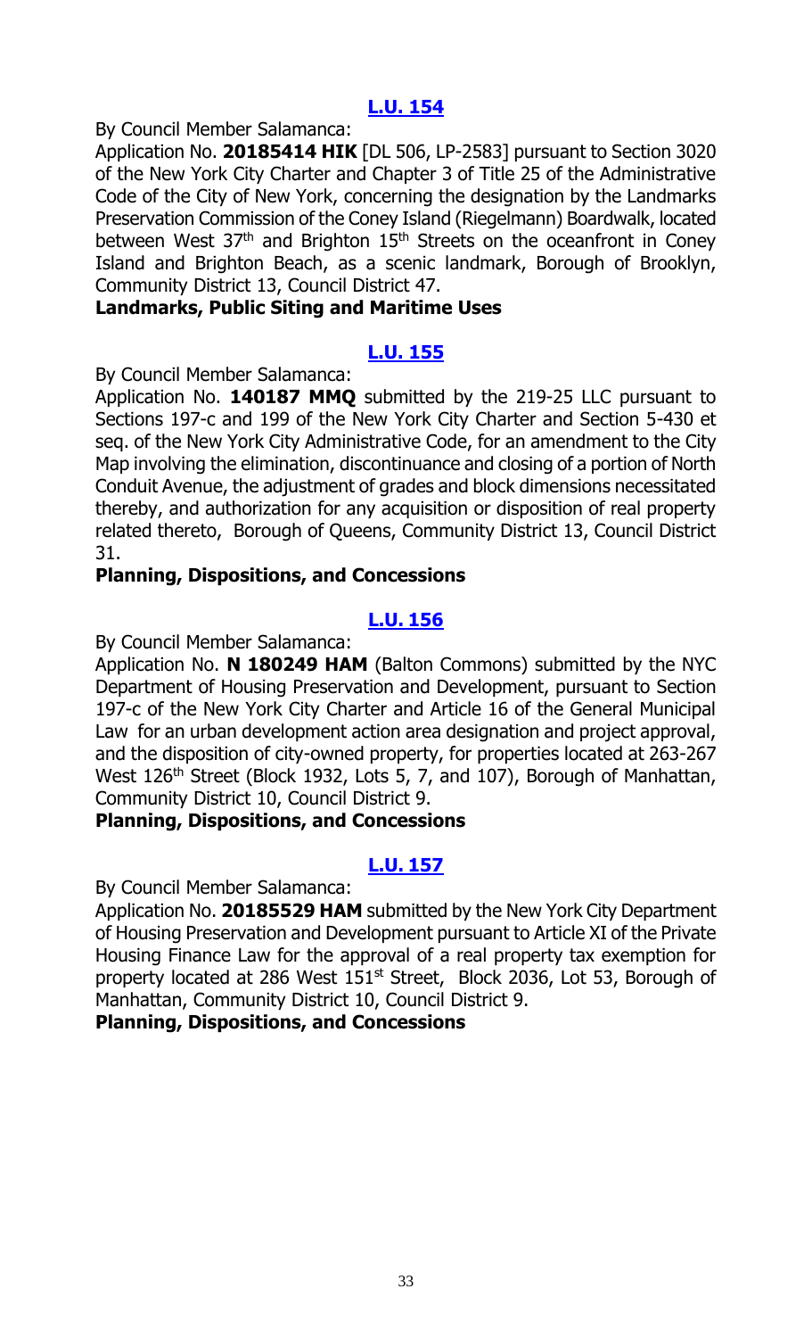## [L.U. 154]

By Council Member Salamanca:

Application No. **20185414 HIK** [DL 506, LP-2583] pursuant to Section 3020 of the New York City Charter and Chapter 3 of Title 25 of the Administrative Code of the City of New York, concerning the designation by the Landmarks Preservation Commission of the Coney Island (Riegelmann) Boardwalk, located between West 37th and Brighton 15th Streets on the oceanfront in Coney Island and Brighton Beach, as a scenic landmark, Borough of Brooklyn, Community District 13, Council District 47.

**Landmarks, Public Siting and Maritime Uses**

## [L.U. 155]

By Council Member Salamanca:

Application No. **140187 MMQ** submitted by the 219-25 LLC pursuant to Sections 197-c and 199 of the New York City Charter and Section 5-430 et seq. of the New York City Administrative Code, for an amendment to the City Map involving the elimination, discontinuance and closing of a portion of North Conduit Avenue, the adjustment of grades and block dimensions necessitated thereby, and authorization for any acquisition or disposition of real property related thereto, Borough of Queens, Community District 13, Council District 31.

**Planning, Dispositions, and Concessions**

## [L.U. 156]

By Council Member Salamanca:

Application No. **N 180249 HAM** (Balton Commons) submitted by the NYC Department of Housing Preservation and Development, pursuant to Section 197-c of the New York City Charter and Article 16 of the General Municipal Law for an urban development action area designation and project approval, and the disposition of city-owned property, for properties located at 263-267 West 126th Street (Block 1932, Lots 5, 7, and 107), Borough of Manhattan, Community District 10, Council District 9.

**Planning, Dispositions, and Concessions**

## [L.U. 157]

By Council Member Salamanca:

Application No. **20185529 HAM** submitted by the New York City Department of Housing Preservation and Development pursuant to Article XI of the Private Housing Finance Law for the approval of a real property tax exemption for property located at 286 West 151st Street, Block 2036, Lot 53, Borough of Manhattan, Community District 10, Council District 9.

**Planning, Dispositions, and Concessions**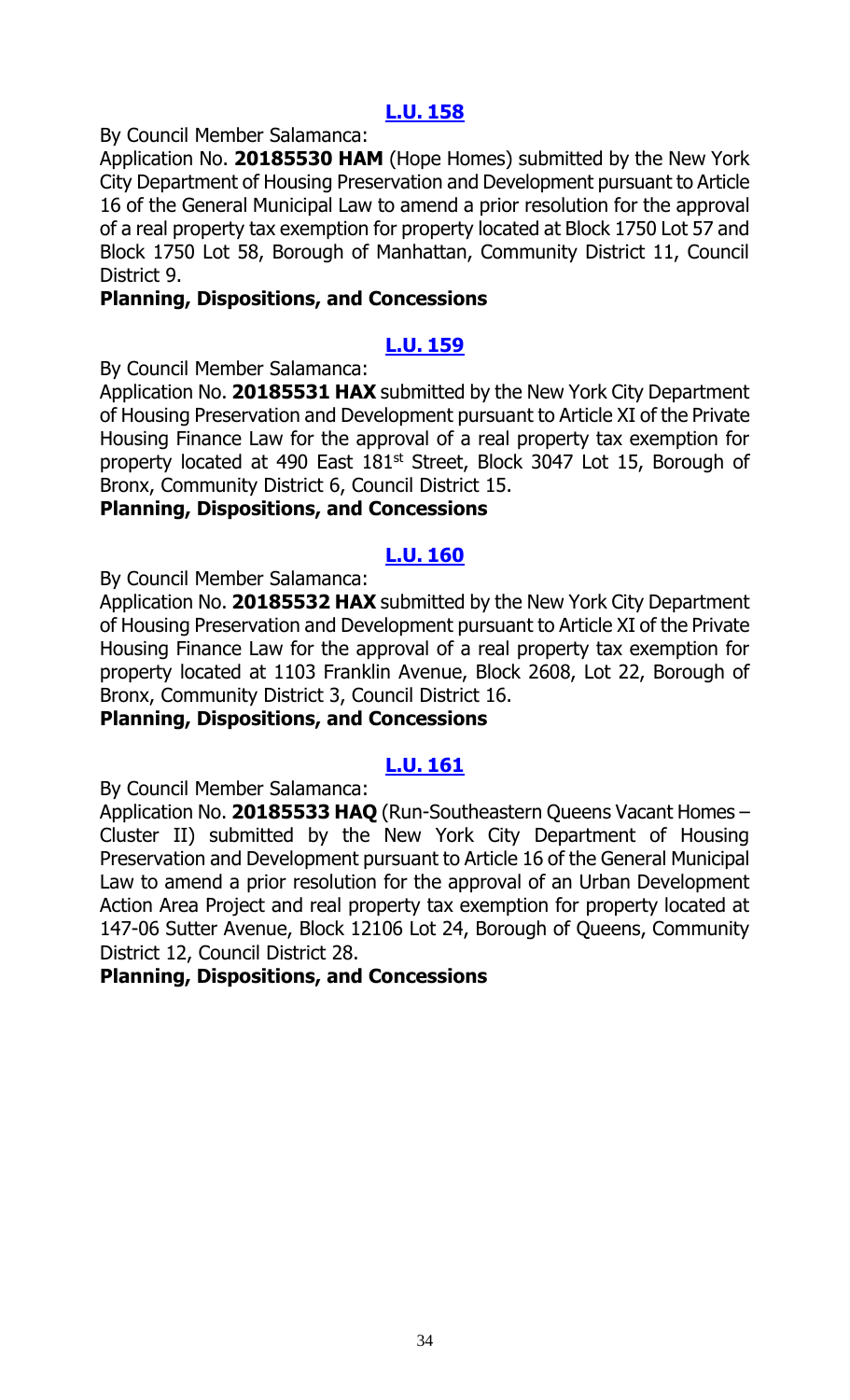### [L.U. 158](#)

By Council Member Salamanca:

Application No. **20185530 HAM** (Hope Homes) submitted by the New York City Department of Housing Preservation and Development pursuant to Article 16 of the General Municipal Law to amend a prior resolution for the approval of a real property tax exemption for property located at Block 1750 Lot 57 and Block 1750 Lot 58, Borough of Manhattan, Community District 11, Council District 9.

**Planning, Dispositions, and Concessions**

### [L.U. 159](#)

By Council Member Salamanca:

Application No. **20185531 HAX** submitted by the New York City Department of Housing Preservation and Development pursuant to Article XI of the Private Housing Finance Law for the approval of a real property tax exemption for property located at 490 East 181st Street, Block 3047 Lot 15, Borough of Bronx, Community District 6, Council District 15.

**Planning, Dispositions, and Concessions**

### [L.U. 160](#)

By Council Member Salamanca:

Application No. **20185532 HAX** submitted by the New York City Department of Housing Preservation and Development pursuant to Article XI of the Private Housing Finance Law for the approval of a real property tax exemption for property located at 1103 Franklin Avenue, Block 2608, Lot 22, Borough of Bronx, Community District 3, Council District 16.

**Planning, Dispositions, and Concessions**

### [L.U. 161](#)

By Council Member Salamanca:

Application No. **20185533 HAQ** (Run-Southeastern Queens Vacant Homes – Cluster II) submitted by the New York City Department of Housing Preservation and Development pursuant to Article 16 of the General Municipal Law to amend a prior resolution for the approval of an Urban Development Action Area Project and real property tax exemption for property located at 147-06 Sutter Avenue, Block 12106 Lot 24, Borough of Queens, Community District 12, Council District 28.

**Planning, Dispositions, and Concessions**